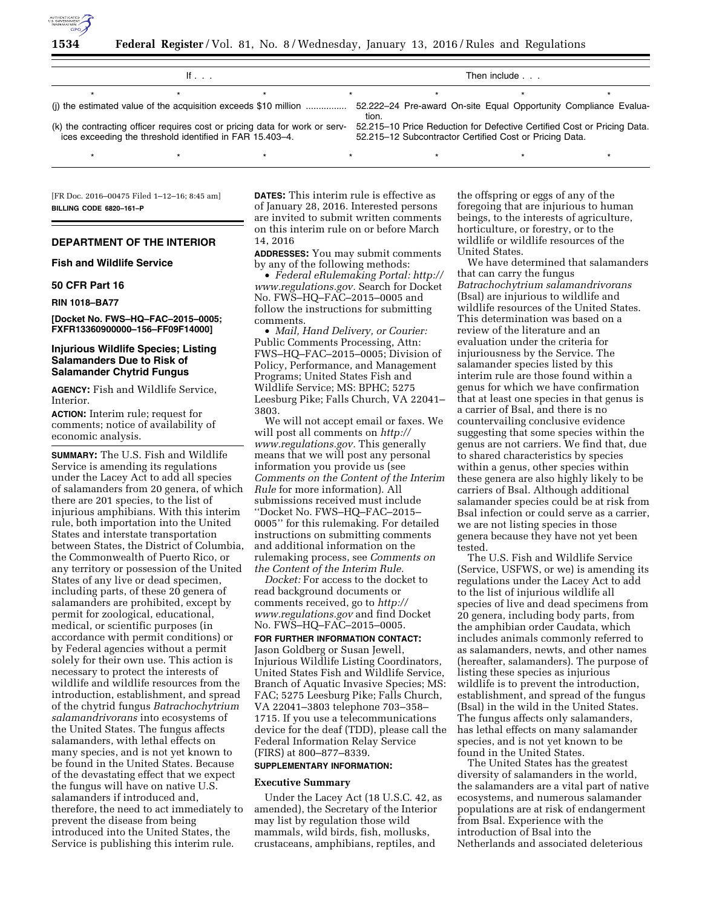| If . . . | Then include . . . |
| --- | --- |
| * * * * * * * | |
| (j) the estimated value of the acquisition exceeds $10 million ............... | 52.222–24 Pre-award On-site Equal Opportunity Compliance Evaluation. |
| (k) the contracting officer requires cost or pricing data for work or services exceeding the threshold identified in FAR 15.403–4. | 52.215–10 Price Reduction for Defective Certified Cost or Pricing Data. 52.215–12 Subcontractor Certified Cost or Pricing Data. |
| * * * * * * * | |

[FR Doc. 2016–00475 Filed 1–12–16; 8:45 am]

**BILLING CODE 6820–161–P**

## DEPARTMENT OF THE INTERIOR

### Fish and Wildlife Service

### 50 CFR Part 16

**RIN 1018–BA77**

**[Docket No. FWS–HQ–FAC–2015–0005; FXFR13360900000–156–FF09F14000]**

### Injurious Wildlife Species; Listing Salamanders Due to Risk of Salamander Chytrid Fungus

**AGENCY:** Fish and Wildlife Service, Interior.

**ACTION:** Interim rule; request for comments; notice of availability of economic analysis.

**SUMMARY:** The U.S. Fish and Wildlife Service is amending its regulations under the Lacey Act to add all species of salamanders from 20 genera, of which there are 201 species, to the list of injurious amphibians. With this interim rule, both importation into the United States and interstate transportation between States, the District of Columbia, the Commonwealth of Puerto Rico, or any territory or possession of the United States of any live or dead specimen, including parts, of these 20 genera of salamanders are prohibited, except by permit for zoological, educational, medical, or scientific purposes (in accordance with permit conditions) or by Federal agencies without a permit solely for their own use. This action is necessary to protect the interests of wildlife and wildlife resources from the introduction, establishment, and spread of the chytrid fungus *Batrachochytrium salamandrivorans* into ecosystems of the United States. The fungus affects salamanders, with lethal effects on many species, and is not yet known to be found in the United States. Because of the devastating effect that we expect the fungus will have on native U.S. salamanders if introduced and, therefore, the need to act immediately to prevent the disease from being introduced into the United States, the Service is publishing this interim rule.

**DATES:** This interim rule is effective as of January 28, 2016. Interested persons are invited to submit written comments on this interim rule on or before March 14, 2016

**ADDRESSES:** You may submit comments by any of the following methods:

- *Federal eRulemaking Portal: http://www.regulations.gov.* Search for Docket No. FWS–HQ–FAC–2015–0005 and follow the instructions for submitting comments.
- *Mail, Hand Delivery, or Courier:* Public Comments Processing, Attn: FWS–HQ–FAC–2015–0005; Division of Policy, Performance, and Management Programs; United States Fish and Wildlife Service; MS: BPHC; 5275 Leesburg Pike; Falls Church, VA 22041–3803.

We will not accept email or faxes. We will post all comments on *http://www.regulations.gov.* This generally means that we will post any personal information you provide us (see *Comments on the Content of the Interim Rule* for more information). All submissions received must include ''Docket No. FWS–HQ–FAC–2015–0005'' for this rulemaking. For detailed instructions on submitting comments and additional information on the rulemaking process, see *Comments on the Content of the Interim Rule.*

*Docket:* For access to the docket to read background documents or comments received, go to *http://www.regulations.gov* and find Docket No. FWS–HQ–FAC–2015–0005.

**FOR FURTHER INFORMATION CONTACT:** Jason Goldberg or Susan Jewell, Injurious Wildlife Listing Coordinators, United States Fish and Wildlife Service, Branch of Aquatic Invasive Species; MS: FAC; 5275 Leesburg Pike; Falls Church, VA 22041–3803 telephone 703–358–1715. If you use a telecommunications device for the deaf (TDD), please call the Federal Information Relay Service (FIRS) at 800–877–8339.

**SUPPLEMENTARY INFORMATION:**

### Executive Summary

Under the Lacey Act (18 U.S.C. 42, as amended), the Secretary of the Interior may list by regulation those wild mammals, wild birds, fish, mollusks, crustaceans, amphibians, reptiles, and the offspring or eggs of any of the foregoing that are injurious to human beings, to the interests of agriculture, horticulture, or forestry, or to the wildlife or wildlife resources of the United States.

We have determined that salamanders that can carry the fungus *Batrachochytrium salamandrivorans* (Bsal) are injurious to wildlife and wildlife resources of the United States. This determination was based on a review of the literature and an evaluation under the criteria for injuriousness by the Service. The salamander species listed by this interim rule are those found within a genus for which we have confirmation that at least one species in that genus is a carrier of Bsal, and there is no countervailing conclusive evidence suggesting that some species within the genus are not carriers. We find that, due to shared characteristics by species within a genus, other species within these genera are also highly likely to be carriers of Bsal. Although additional salamander species could be at risk from Bsal infection or could serve as a carrier, we are not listing species in those genera because they have not yet been tested.

The U.S. Fish and Wildlife Service (Service, USFWS, or we) is amending its regulations under the Lacey Act to add to the list of injurious wildlife all species of live and dead specimens from 20 genera, including body parts, from the amphibian order Caudata, which includes animals commonly referred to as salamanders, newts, and other names (hereafter, salamanders). The purpose of listing these species as injurious wildlife is to prevent the introduction, establishment, and spread of the fungus (Bsal) in the wild in the United States. The fungus affects only salamanders, has lethal effects on many salamander species, and is not yet known to be found in the United States.

The United States has the greatest diversity of salamanders in the world, the salamanders are a vital part of native ecosystems, and numerous salamander populations are at risk of endangerment from Bsal. Experience with the introduction of Bsal into the Netherlands and associated deleterious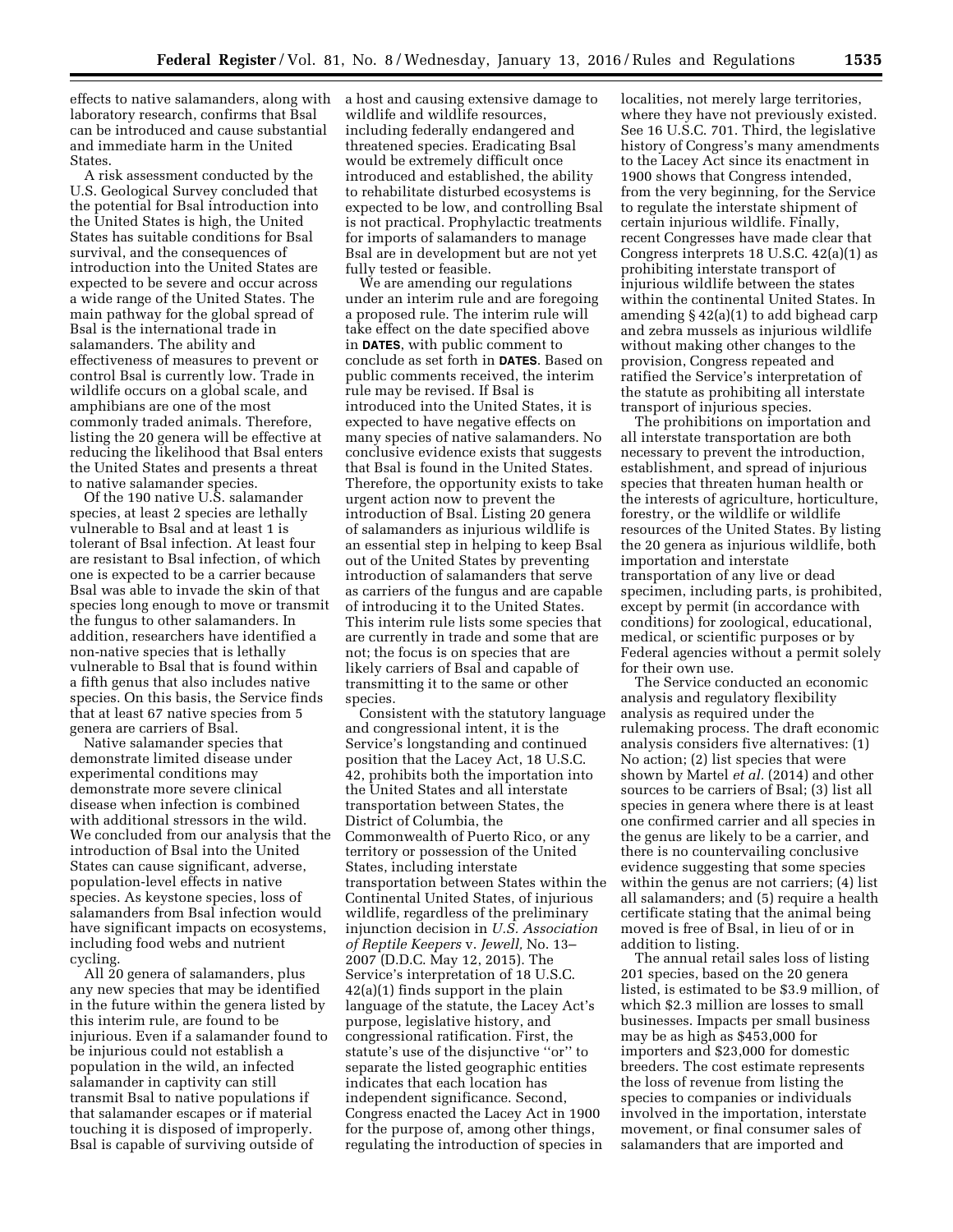effects to native salamanders, along with laboratory research, confirms that Bsal can be introduced and cause substantial and immediate harm in the United States.

A risk assessment conducted by the U.S. Geological Survey concluded that the potential for Bsal introduction into the United States is high, the United States has suitable conditions for Bsal survival, and the consequences of introduction into the United States are expected to be severe and occur across a wide range of the United States. The main pathway for the global spread of Bsal is the international trade in salamanders. The ability and effectiveness of measures to prevent or control Bsal is currently low. Trade in wildlife occurs on a global scale, and amphibians are one of the most commonly traded animals. Therefore, listing the 20 genera will be effective at reducing the likelihood that Bsal enters the United States and presents a threat to native salamander species.

Of the 190 native U.S. salamander species, at least 2 species are lethally vulnerable to Bsal and at least 1 is tolerant of Bsal infection. At least four are resistant to Bsal infection, of which one is expected to be a carrier because Bsal was able to invade the skin of that species long enough to move or transmit the fungus to other salamanders. In addition, researchers have identified a non-native species that is lethally vulnerable to Bsal that is found within a fifth genus that also includes native species. On this basis, the Service finds that at least 67 native species from 5 genera are carriers of Bsal.

Native salamander species that demonstrate limited disease under experimental conditions may demonstrate more severe clinical disease when infection is combined with additional stressors in the wild. We concluded from our analysis that the introduction of Bsal into the United States can cause significant, adverse, population-level effects in native species. As keystone species, loss of salamanders from Bsal infection would have significant impacts on ecosystems, including food webs and nutrient cycling.

All 20 genera of salamanders, plus any new species that may be identified in the future within the genera listed by this interim rule, are found to be injurious. Even if a salamander found to be injurious could not establish a population in the wild, an infected salamander in captivity can still transmit Bsal to native populations if that salamander escapes or if material touching it is disposed of improperly. Bsal is capable of surviving outside of a host and causing extensive damage to wildlife and wildlife resources, including federally endangered and threatened species. Eradicating Bsal would be extremely difficult once introduced and established, the ability to rehabilitate disturbed ecosystems is expected to be low, and controlling Bsal is not practical. Prophylactic treatments for imports of salamanders to manage Bsal are in development but are not yet fully tested or feasible.

We are amending our regulations under an interim rule and are foregoing a proposed rule. The interim rule will take effect on the date specified above in **DATES**, with public comment to conclude as set forth in **DATES**. Based on public comments received, the interim rule may be revised. If Bsal is introduced into the United States, it is expected to have negative effects on many species of native salamanders. No conclusive evidence exists that suggests that Bsal is found in the United States. Therefore, the opportunity exists to take urgent action now to prevent the introduction of Bsal. Listing 20 genera of salamanders as injurious wildlife is an essential step in helping to keep Bsal out of the United States by preventing introduction of salamanders that serve as carriers of the fungus and are capable of introducing it to the United States. This interim rule lists some species that are currently in trade and some that are not; the focus is on species that are likely carriers of Bsal and capable of transmitting it to the same or other species.

Consistent with the statutory language and congressional intent, it is the Service's longstanding and continued position that the Lacey Act, 18 U.S.C. 42, prohibits both the importation into the United States and all interstate transportation between States, the District of Columbia, the Commonwealth of Puerto Rico, or any territory or possession of the United States, including interstate transportation between States within the Continental United States, of injurious wildlife, regardless of the preliminary injunction decision in *U.S. Association of Reptile Keepers* v. *Jewell,* No. 13–2007 (D.D.C. May 12, 2015). The Service's interpretation of 18 U.S.C. 42(a)(1) finds support in the plain language of the statute, the Lacey Act's purpose, legislative history, and congressional ratification. First, the statute's use of the disjunctive ''or'' to separate the listed geographic entities indicates that each location has independent significance. Second, Congress enacted the Lacey Act in 1900 for the purpose of, among other things, regulating the introduction of species in localities, not merely large territories, where they have not previously existed. See 16 U.S.C. 701. Third, the legislative history of Congress's many amendments to the Lacey Act since its enactment in 1900 shows that Congress intended, from the very beginning, for the Service to regulate the interstate shipment of certain injurious wildlife. Finally, recent Congresses have made clear that Congress interprets 18 U.S.C. 42(a)(1) as prohibiting interstate transport of injurious wildlife between the states within the continental United States. In amending § 42(a)(1) to add bighead carp and zebra mussels as injurious wildlife without making other changes to the provision, Congress repeated and ratified the Service's interpretation of the statute as prohibiting all interstate transport of injurious species.

The prohibitions on importation and all interstate transportation are both necessary to prevent the introduction, establishment, and spread of injurious species that threaten human health or the interests of agriculture, horticulture, forestry, or the wildlife or wildlife resources of the United States. By listing the 20 genera as injurious wildlife, both importation and interstate transportation of any live or dead specimen, including parts, is prohibited, except by permit (in accordance with conditions) for zoological, educational, medical, or scientific purposes or by Federal agencies without a permit solely for their own use.

The Service conducted an economic analysis and regulatory flexibility analysis as required under the rulemaking process. The draft economic analysis considers five alternatives: (1) No action; (2) list species that were shown by Martel *et al.* (2014) and other sources to be carriers of Bsal; (3) list all species in genera where there is at least one confirmed carrier and all species in the genus are likely to be a carrier, and there is no countervailing conclusive evidence suggesting that some species within the genus are not carriers; (4) list all salamanders; and (5) require a health certificate stating that the animal being moved is free of Bsal, in lieu of or in addition to listing.

The annual retail sales loss of listing 201 species, based on the 20 genera listed, is estimated to be $3.9 million, of which $2.3 million are losses to small businesses. Impacts per small business may be as high as $453,000 for importers and $23,000 for domestic breeders. The cost estimate represents the loss of revenue from listing the species to companies or individuals involved in the importation, interstate movement, or final consumer sales of salamanders that are imported and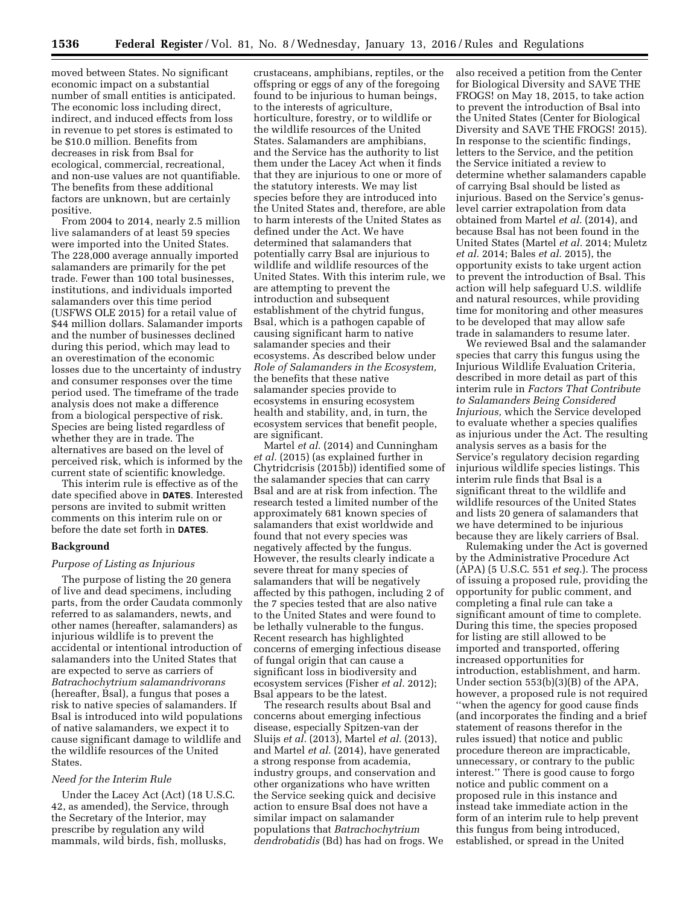moved between States. No significant economic impact on a substantial number of small entities is anticipated. The economic loss including direct, indirect, and induced effects from loss in revenue to pet stores is estimated to be $10.0 million. Benefits from decreases in risk from Bsal for ecological, commercial, recreational, and non-use values are not quantifiable. The benefits from these additional factors are unknown, but are certainly positive.

From 2004 to 2014, nearly 2.5 million live salamanders of at least 59 species were imported into the United States. The 228,000 average annually imported salamanders are primarily for the pet trade. Fewer than 100 total businesses, institutions, and individuals imported salamanders over this time period (USFWS OLE 2015) for a retail value of $44 million dollars. Salamander imports and the number of businesses declined during this period, which may lead to an overestimation of the economic losses due to the uncertainty of industry and consumer responses over the time period used. The timeframe of the trade analysis does not make a difference from a biological perspective of risk. Species are being listed regardless of whether they are in trade. The alternatives are based on the level of perceived risk, which is informed by the current state of scientific knowledge.

This interim rule is effective as of the date specified above in **DATES**. Interested persons are invited to submit written comments on this interim rule on or before the date set forth in **DATES**.

## Background

### *Purpose of Listing as Injurious*

The purpose of listing the 20 genera of live and dead specimens, including parts, from the order Caudata commonly referred to as salamanders, newts, and other names (hereafter, salamanders) as injurious wildlife is to prevent the accidental or intentional introduction of salamanders into the United States that are expected to serve as carriers of *Batrachochytrium salamandrivorans* (hereafter, Bsal), a fungus that poses a risk to native species of salamanders. If Bsal is introduced into wild populations of native salamanders, we expect it to cause significant damage to wildlife and the wildlife resources of the United States.

### *Need for the Interim Rule*

Under the Lacey Act (Act) (18 U.S.C. 42, as amended), the Service, through the Secretary of the Interior, may prescribe by regulation any wild mammals, wild birds, fish, mollusks, crustaceans, amphibians, reptiles, or the offspring or eggs of any of the foregoing found to be injurious to human beings, to the interests of agriculture, horticulture, forestry, or to wildlife or the wildlife resources of the United States. Salamanders are amphibians, and the Service has the authority to list them under the Lacey Act when it finds that they are injurious to one or more of the statutory interests. We may list species before they are introduced into the United States and, therefore, are able to harm interests of the United States as defined under the Act. We have determined that salamanders that potentially carry Bsal are injurious to wildlife and wildlife resources of the United States. With this interim rule, we are attempting to prevent the introduction and subsequent establishment of the chytrid fungus, Bsal, which is a pathogen capable of causing significant harm to native salamander species and their ecosystems. As described below under *Role of Salamanders in the Ecosystem,* the benefits that these native salamander species provide to ecosystems in ensuring ecosystem health and stability, and, in turn, the ecosystem services that benefit people, are significant.

Martel *et al.* (2014) and Cunningham *et al.* (2015) (as explained further in Chytridcrisis (2015b)) identified some of the salamander species that can carry Bsal and are at risk from infection. The research tested a limited number of the approximately 681 known species of salamanders that exist worldwide and found that not every species was negatively affected by the fungus. However, the results clearly indicate a severe threat for many species of salamanders that will be negatively affected by this pathogen, including 2 of the 7 species tested that are also native to the United States and were found to be lethally vulnerable to the fungus. Recent research has highlighted concerns of emerging infectious disease of fungal origin that can cause a significant loss in biodiversity and ecosystem services (Fisher *et al.* 2012); Bsal appears to be the latest.

The research results about Bsal and concerns about emerging infectious disease, especially Spitzen-van der Sluijs *et al.* (2013), Martel *et al.* (2013), and Martel *et al.* (2014), have generated a strong response from academia, industry groups, and conservation and other organizations who have written the Service seeking quick and decisive action to ensure Bsal does not have a similar impact on salamander populations that *Batrachochytrium dendrobatidis* (Bd) has had on frogs. We also received a petition from the Center for Biological Diversity and SAVE THE FROGS! on May 18, 2015, to take action to prevent the introduction of Bsal into the United States (Center for Biological Diversity and SAVE THE FROGS! 2015). In response to the scientific findings, letters to the Service, and the petition the Service initiated a review to determine whether salamanders capable of carrying Bsal should be listed as injurious. Based on the Service's genus-level carrier extrapolation from data obtained from Martel *et al.* (2014), and because Bsal has not been found in the United States (Martel *et al.* 2014; Muletz *et al.* 2014; Bales *et al.* 2015), the opportunity exists to take urgent action to prevent the introduction of Bsal. This action will help safeguard U.S. wildlife and natural resources, while providing time for monitoring and other measures to be developed that may allow safe trade in salamanders to resume later.

We reviewed Bsal and the salamander species that carry this fungus using the Injurious Wildlife Evaluation Criteria, described in more detail as part of this interim rule in *Factors That Contribute to Salamanders Being Considered Injurious,* which the Service developed to evaluate whether a species qualifies as injurious under the Act. The resulting analysis serves as a basis for the Service's regulatory decision regarding injurious wildlife species listings. This interim rule finds that Bsal is a significant threat to the wildlife and wildlife resources of the United States and lists 20 genera of salamanders that we have determined to be injurious because they are likely carriers of Bsal.

Rulemaking under the Act is governed by the Administrative Procedure Act (APA) (5 U.S.C. 551 *et seq.*). The process of issuing a proposed rule, providing the opportunity for public comment, and completing a final rule can take a significant amount of time to complete. During this time, the species proposed for listing are still allowed to be imported and transported, offering increased opportunities for introduction, establishment, and harm. Under section 553(b)(3)(B) of the APA, however, a proposed rule is not required ''when the agency for good cause finds (and incorporates the finding and a brief statement of reasons therefor in the rules issued) that notice and public procedure thereon are impracticable, unnecessary, or contrary to the public interest.'' There is good cause to forgo notice and public comment on a proposed rule in this instance and instead take immediate action in the form of an interim rule to help prevent this fungus from being introduced, established, or spread in the United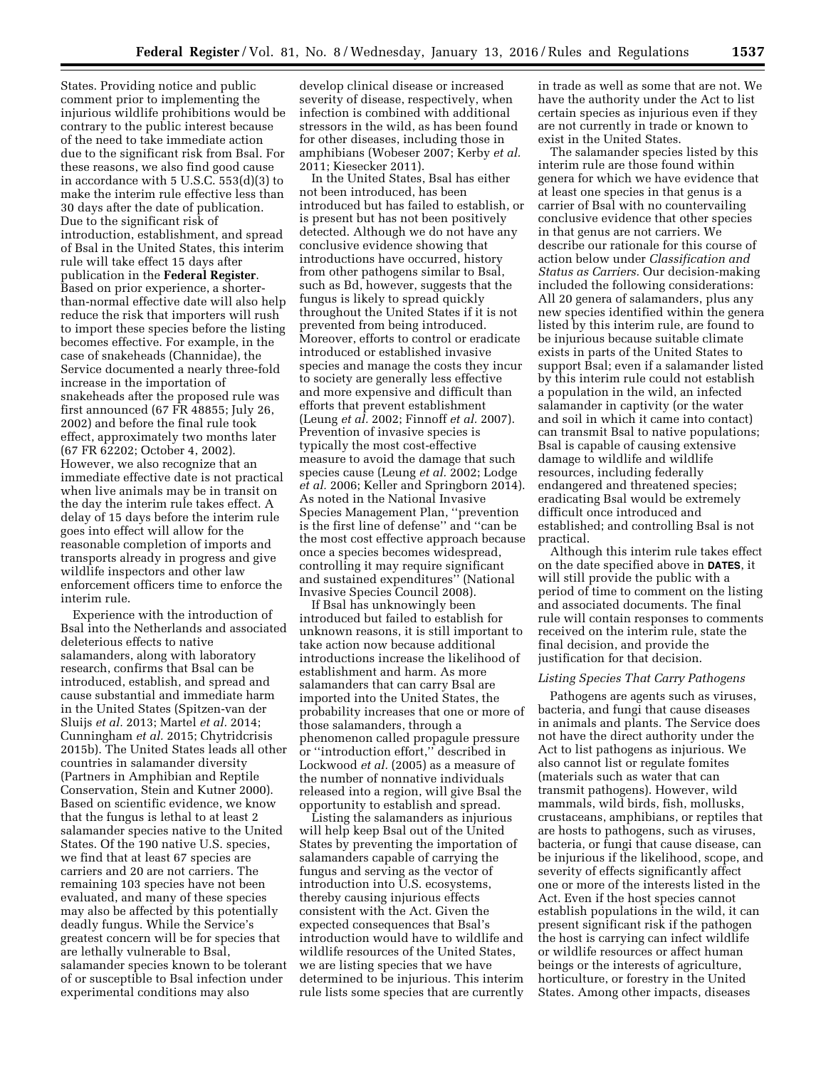States. Providing notice and public comment prior to implementing the injurious wildlife prohibitions would be contrary to the public interest because of the need to take immediate action due to the significant risk from Bsal. For these reasons, we also find good cause in accordance with 5 U.S.C. 553(d)(3) to make the interim rule effective less than 30 days after the date of publication. Due to the significant risk of introduction, establishment, and spread of Bsal in the United States, this interim rule will take effect 15 days after publication in the **Federal Register**. Based on prior experience, a shorter-than-normal effective date will also help reduce the risk that importers will rush to import these species before the listing becomes effective. For example, in the case of snakeheads (Channidae), the Service documented a nearly three-fold increase in the importation of snakeheads after the proposed rule was first announced (67 FR 48855; July 26, 2002) and before the final rule took effect, approximately two months later (67 FR 62202; October 4, 2002). However, we also recognize that an immediate effective date is not practical when live animals may be in transit on the day the interim rule takes effect. A delay of 15 days before the interim rule goes into effect will allow for the reasonable completion of imports and transports already in progress and give wildlife inspectors and other law enforcement officers time to enforce the interim rule.

Experience with the introduction of Bsal into the Netherlands and associated deleterious effects to native salamanders, along with laboratory research, confirms that Bsal can be introduced, establish, and spread and cause substantial and immediate harm in the United States (Spitzen-van der Sluijs *et al.* 2013; Martel *et al.* 2014; Cunningham *et al.* 2015; Chytridcrisis 2015b). The United States leads all other countries in salamander diversity (Partners in Amphibian and Reptile Conservation, Stein and Kutner 2000). Based on scientific evidence, we know that the fungus is lethal to at least 2 salamander species native to the United States. Of the 190 native U.S. species, we find that at least 67 species are carriers and 20 are not carriers. The remaining 103 species have not been evaluated, and many of these species may also be affected by this potentially deadly fungus. While the Service's greatest concern will be for species that are lethally vulnerable to Bsal, salamander species known to be tolerant of or susceptible to Bsal infection under experimental conditions may also develop clinical disease or increased severity of disease, respectively, when infection is combined with additional stressors in the wild, as has been found for other diseases, including those in amphibians (Wobeser 2007; Kerby *et al.* 2011; Kiesecker 2011).

In the United States, Bsal has either not been introduced, has been introduced but has failed to establish, or is present but has not been positively detected. Although we do not have any conclusive evidence showing that introductions have occurred, history from other pathogens similar to Bsal, such as Bd, however, suggests that the fungus is likely to spread quickly throughout the United States if it is not prevented from being introduced. Moreover, efforts to control or eradicate introduced or established invasive species and manage the costs they incur to society are generally less effective and more expensive and difficult than efforts that prevent establishment (Leung *et al.* 2002; Finnoff *et al.* 2007). Prevention of invasive species is typically the most cost-effective measure to avoid the damage that such species cause (Leung *et al.* 2002; Lodge *et al.* 2006; Keller and Springborn 2014). As noted in the National Invasive Species Management Plan, "prevention is the first line of defense" and "can be the most cost effective approach because once a species becomes widespread, controlling it may require significant and sustained expenditures" (National Invasive Species Council 2008).

If Bsal has unknowingly been introduced but failed to establish for unknown reasons, it is still important to take action now because additional introductions increase the likelihood of establishment and harm. As more salamanders that can carry Bsal are imported into the United States, the probability increases that one or more of those salamanders, through a phenomenon called propagule pressure or "introduction effort," described in Lockwood *et al.* (2005) as a measure of the number of nonnative individuals released into a region, will give Bsal the opportunity to establish and spread.

Listing the salamanders as injurious will help keep Bsal out of the United States by preventing the importation of salamanders capable of carrying the fungus and serving as the vector of introduction into U.S. ecosystems, thereby causing injurious effects consistent with the Act. Given the expected consequences that Bsal's introduction would have to wildlife and wildlife resources of the United States, we are listing species that we have determined to be injurious. This interim rule lists some species that are currently in trade as well as some that are not. We have the authority under the Act to list certain species as injurious even if they are not currently in trade or known to exist in the United States.

The salamander species listed by this interim rule are those found within genera for which we have evidence that at least one species in that genus is a carrier of Bsal with no countervailing conclusive evidence that other species in that genus are not carriers. We describe our rationale for this course of action below under *Classification and Status as Carriers.* Our decision-making included the following considerations: All 20 genera of salamanders, plus any new species identified within the genera listed by this interim rule, are found to be injurious because suitable climate exists in parts of the United States to support Bsal; even if a salamander listed by this interim rule could not establish a population in the wild, an infected salamander in captivity (or the water and soil in which it came into contact) can transmit Bsal to native populations; Bsal is capable of causing extensive damage to wildlife and wildlife resources, including federally endangered and threatened species; eradicating Bsal would be extremely difficult once introduced and established; and controlling Bsal is not practical.

Although this interim rule takes effect on the date specified above in **DATES**, it will still provide the public with a period of time to comment on the listing and associated documents. The final rule will contain responses to comments received on the interim rule, state the final decision, and provide the justification for that decision.

### *Listing Species That Carry Pathogens*

Pathogens are agents such as viruses, bacteria, and fungi that cause diseases in animals and plants. The Service does not have the direct authority under the Act to list pathogens as injurious. We also cannot list or regulate fomites (materials such as water that can transmit pathogens). However, wild mammals, wild birds, fish, mollusks, crustaceans, amphibians, or reptiles that are hosts to pathogens, such as viruses, bacteria, or fungi that cause disease, can be injurious if the likelihood, scope, and severity of effects significantly affect one or more of the interests listed in the Act. Even if the host species cannot establish populations in the wild, it can present significant risk if the pathogen the host is carrying can infect wildlife or wildlife resources or affect human beings or the interests of agriculture, horticulture, or forestry in the United States. Among other impacts, diseases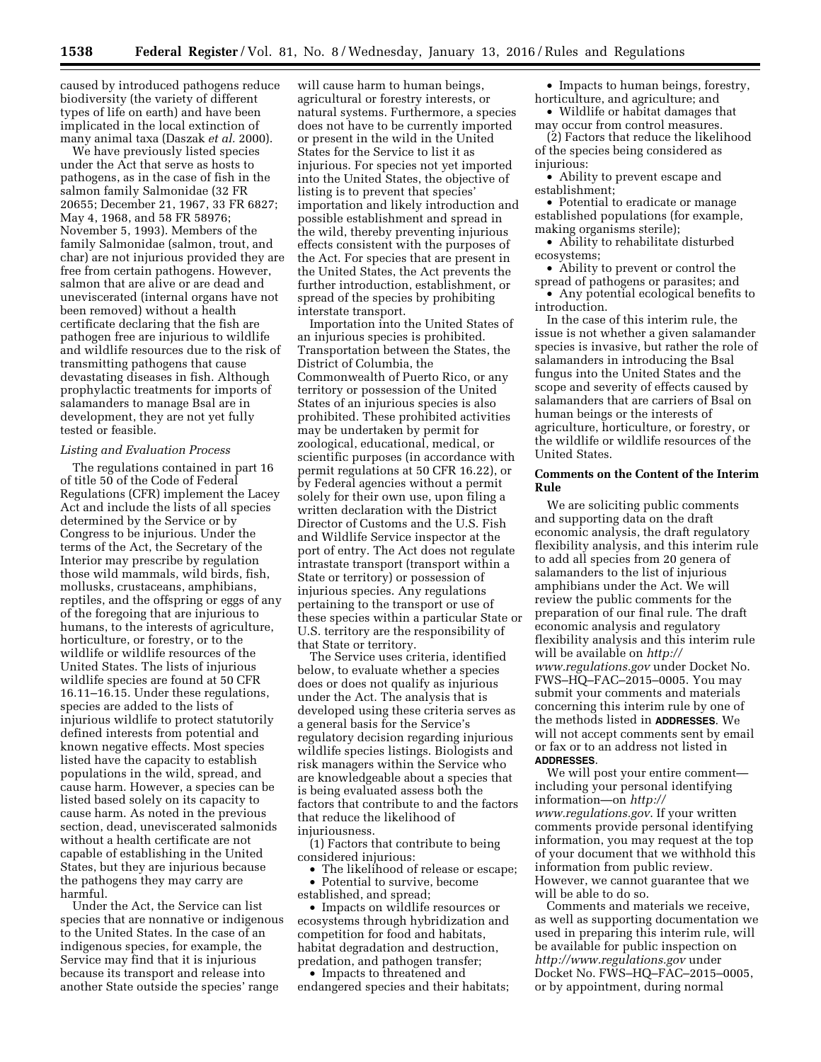caused by introduced pathogens reduce biodiversity (the variety of different types of life on earth) and have been implicated in the local extinction of many animal taxa (Daszak *et al.* 2000).

We have previously listed species under the Act that serve as hosts to pathogens, as in the case of fish in the salmon family Salmonidae (32 FR 20655; December 21, 1967, 33 FR 6827; May 4, 1968, and 58 FR 58976; November 5, 1993). Members of the family Salmonidae (salmon, trout, and char) are not injurious provided they are free from certain pathogens. However, salmon that are alive or are dead and uneviscerated (internal organs have not been removed) without a health certificate declaring that the fish are pathogen free are injurious to wildlife and wildlife resources due to the risk of transmitting pathogens that cause devastating diseases in fish. Although prophylactic treatments for imports of salamanders to manage Bsal are in development, they are not yet fully tested or feasible.

*Listing and Evaluation Process*

The regulations contained in part 16 of title 50 of the Code of Federal Regulations (CFR) implement the Lacey Act and include the lists of all species determined by the Service or by Congress to be injurious. Under the terms of the Act, the Secretary of the Interior may prescribe by regulation those wild mammals, wild birds, fish, mollusks, crustaceans, amphibians, reptiles, and the offspring or eggs of any of the foregoing that are injurious to humans, to the interests of agriculture, horticulture, or forestry, or to the wildlife or wildlife resources of the United States. The lists of injurious wildlife species are found at 50 CFR 16.11–16.15. Under these regulations, species are added to the lists of injurious wildlife to protect statutorily defined interests from potential and known negative effects. Most species listed have the capacity to establish populations in the wild, spread, and cause harm. However, a species can be listed based solely on its capacity to cause harm. As noted in the previous section, dead, uneviscerated salmonids without a health certificate are not capable of establishing in the United States, but they are injurious because the pathogens they may carry are harmful.

Under the Act, the Service can list species that are nonnative or indigenous to the United States. In the case of an indigenous species, for example, the Service may find that it is injurious because its transport and release into another State outside the species' range will cause harm to human beings, agricultural or forestry interests, or natural systems. Furthermore, a species does not have to be currently imported or present in the wild in the United States for the Service to list it as injurious. For species not yet imported into the United States, the objective of listing is to prevent that species' importation and likely introduction and possible establishment and spread in the wild, thereby preventing injurious effects consistent with the purposes of the Act. For species that are present in the United States, the Act prevents the further introduction, establishment, or spread of the species by prohibiting interstate transport.

Importation into the United States of an injurious species is prohibited. Transportation between the States, the District of Columbia, the Commonwealth of Puerto Rico, or any territory or possession of the United States of an injurious species is also prohibited. These prohibited activities may be undertaken by permit for zoological, educational, medical, or scientific purposes (in accordance with permit regulations at 50 CFR 16.22), or by Federal agencies without a permit solely for their own use, upon filing a written declaration with the District Director of Customs and the U.S. Fish and Wildlife Service inspector at the port of entry. The Act does not regulate intrastate transport (transport within a State or territory) or possession of injurious species. Any regulations pertaining to the transport or use of these species within a particular State or U.S. territory are the responsibility of that State or territory.

The Service uses criteria, identified below, to evaluate whether a species does or does not qualify as injurious under the Act. The analysis that is developed using these criteria serves as a general basis for the Service's regulatory decision regarding injurious wildlife species listings. Biologists and risk managers within the Service who are knowledgeable about a species that is being evaluated assess both the factors that contribute to and the factors that reduce the likelihood of injuriousness.

(1) Factors that contribute to being considered injurious:

- The likelihood of release or escape;
- Potential to survive, become established, and spread;
- Impacts on wildlife resources or ecosystems through hybridization and competition for food and habitats, habitat degradation and destruction, predation, and pathogen transfer;
- Impacts to threatened and endangered species and their habitats;
- Impacts to human beings, forestry, horticulture, and agriculture; and
- Wildlife or habitat damages that may occur from control measures.

(2) Factors that reduce the likelihood of the species being considered as injurious:

- Ability to prevent escape and establishment;
- Potential to eradicate or manage established populations (for example, making organisms sterile);
- Ability to rehabilitate disturbed ecosystems;
- Ability to prevent or control the spread of pathogens or parasites; and
- Any potential ecological benefits to introduction.

In the case of this interim rule, the issue is not whether a given salamander species is invasive, but rather the role of salamanders in introducing the Bsal fungus into the United States and the scope and severity of effects caused by salamanders that are carriers of Bsal on human beings or the interests of agriculture, horticulture, or forestry, or the wildlife or wildlife resources of the United States.

## Comments on the Content of the Interim Rule

We are soliciting public comments and supporting data on the draft economic analysis, the draft regulatory flexibility analysis, and this interim rule to add all species from 20 genera of salamanders to the list of injurious amphibians under the Act. We will review the public comments for the preparation of our final rule. The draft economic analysis and regulatory flexibility analysis and this interim rule will be available on *http://www.regulations.gov* under Docket No. FWS–HQ–FAC–2015–0005. You may submit your comments and materials concerning this interim rule by one of the methods listed in **ADDRESSES**. We will not accept comments sent by email or fax or to an address not listed in **ADDRESSES**.

We will post your entire comment—including your personal identifying information—on *http://www.regulations.gov*. If your written comments provide personal identifying information, you may request at the top of your document that we withhold this information from public review. However, we cannot guarantee that we will be able to do so.

Comments and materials we receive, as well as supporting documentation we used in preparing this interim rule, will be available for public inspection on *http://www.regulations.gov* under Docket No. FWS–HQ–FAC–2015–0005, or by appointment, during normal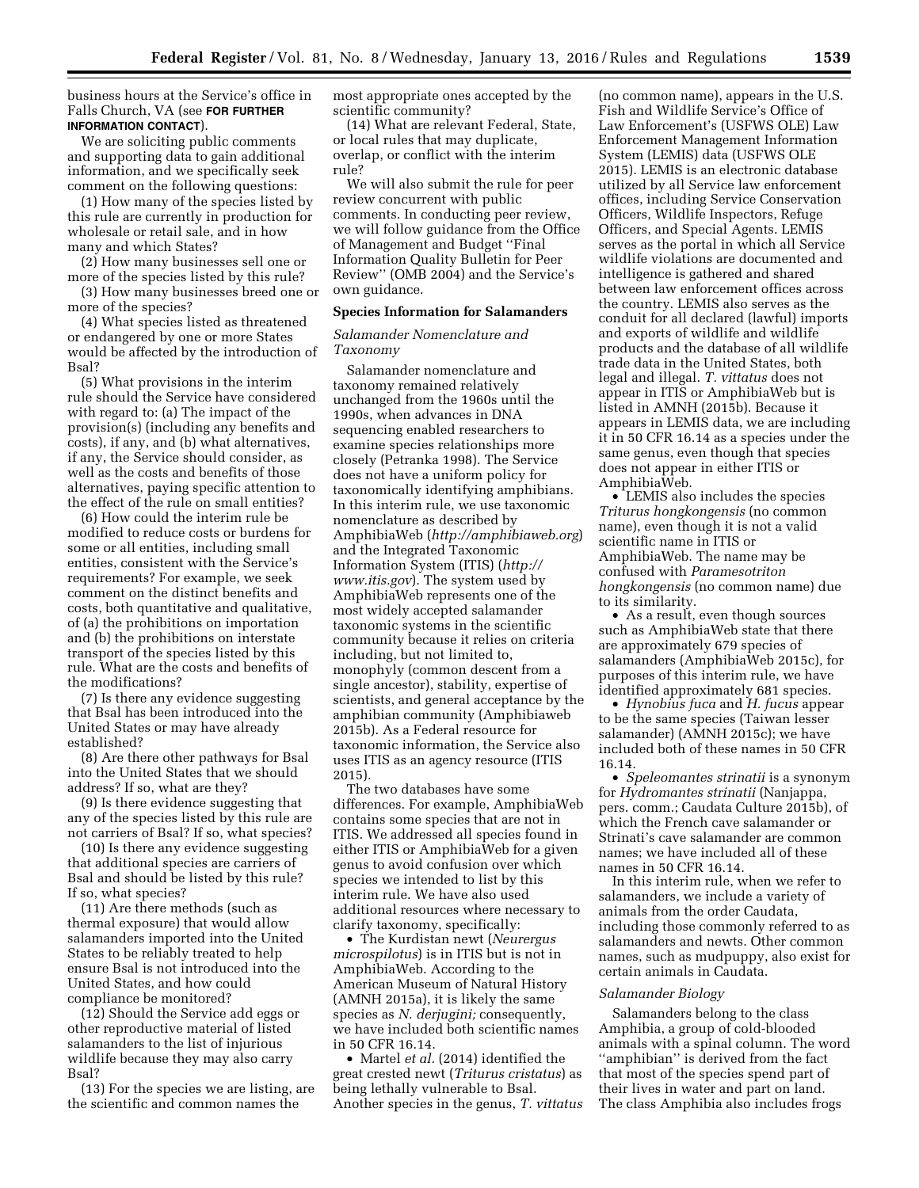business hours at the Service's office in Falls Church, VA (see **FOR FURTHER INFORMATION CONTACT**).

We are soliciting public comments and supporting data to gain additional information, and we specifically seek comment on the following questions:

(1) How many of the species listed by this rule are currently in production for wholesale or retail sale, and in how many and which States?

(2) How many businesses sell one or more of the species listed by this rule?

(3) How many businesses breed one or more of the species?

(4) What species listed as threatened or endangered by one or more States would be affected by the introduction of Bsal?

(5) What provisions in the interim rule should the Service have considered with regard to: (a) The impact of the provision(s) (including any benefits and costs), if any, and (b) what alternatives, if any, the Service should consider, as well as the costs and benefits of those alternatives, paying specific attention to the effect of the rule on small entities?

(6) How could the interim rule be modified to reduce costs or burdens for some or all entities, including small entities, consistent with the Service's requirements? For example, we seek comment on the distinct benefits and costs, both quantitative and qualitative, of (a) the prohibitions on importation and (b) the prohibitions on interstate transport of the species listed by this rule. What are the costs and benefits of the modifications?

(7) Is there any evidence suggesting that Bsal has been introduced into the United States or may have already established?

(8) Are there other pathways for Bsal into the United States that we should address? If so, what are they?

(9) Is there evidence suggesting that any of the species listed by this rule are not carriers of Bsal? If so, what species?

(10) Is there any evidence suggesting that additional species are carriers of Bsal and should be listed by this rule? If so, what species?

(11) Are there methods (such as thermal exposure) that would allow salamanders imported into the United States to be reliably treated to help ensure Bsal is not introduced into the United States, and how could compliance be monitored?

(12) Should the Service add eggs or other reproductive material of listed salamanders to the list of injurious wildlife because they may also carry Bsal?

(13) For the species we are listing, are the scientific and common names the most appropriate ones accepted by the scientific community?

(14) What are relevant Federal, State, or local rules that may duplicate, overlap, or conflict with the interim rule?

We will also submit the rule for peer review concurrent with public comments. In conducting peer review, we will follow guidance from the Office of Management and Budget ''Final Information Quality Bulletin for Peer Review'' (OMB 2004) and the Service's own guidance.

## Species Information for Salamanders

### *Salamander Nomenclature and Taxonomy*

Salamander nomenclature and taxonomy remained relatively unchanged from the 1960s until the 1990s, when advances in DNA sequencing enabled researchers to examine species relationships more closely (Petranka 1998). The Service does not have a uniform policy for taxonomically identifying amphibians. In this interim rule, we use taxonomic nomenclature as described by AmphibiaWeb (*http://amphibiaweb.org*) and the Integrated Taxonomic Information System (ITIS) (*http://www.itis.gov*). The system used by AmphibiaWeb represents one of the most widely accepted salamander taxonomic systems in the scientific community because it relies on criteria including, but not limited to, monophyly (common descent from a single ancestor), stability, expertise of scientists, and general acceptance by the amphibian community (Amphibiaweb 2015b). As a Federal resource for taxonomic information, the Service also uses ITIS as an agency resource (ITIS 2015).

The two databases have some differences. For example, AmphibiaWeb contains some species that are not in ITIS. We addressed all species found in either ITIS or AmphibiaWeb for a given genus to avoid confusion over which species we intended to list by this interim rule. We have also used additional resources where necessary to clarify taxonomy, specifically:

- The Kurdistan newt (*Neurergus microspilotus*) is in ITIS but is not in AmphibiaWeb. According to the American Museum of Natural History (AMNH 2015a), it is likely the same species as *N. derjugini;* consequently, we have included both scientific names in 50 CFR 16.14.
- Martel *et al.* (2014) identified the great crested newt (*Triturus cristatus*) as being lethally vulnerable to Bsal. Another species in the genus, *T. vittatus* (no common name), appears in the U.S. Fish and Wildlife Service's Office of Law Enforcement's (USFWS OLE) Law Enforcement Management Information System (LEMIS) data (USFWS OLE 2015). LEMIS is an electronic database utilized by all Service law enforcement offices, including Service Conservation Officers, Wildlife Inspectors, Refuge Officers, and Special Agents. LEMIS serves as the portal in which all Service wildlife violations are documented and intelligence is gathered and shared between law enforcement offices across the country. LEMIS also serves as the conduit for all declared (lawful) imports and exports of wildlife and wildlife products and the database of all wildlife trade data in the United States, both legal and illegal. *T. vittatus* does not appear in ITIS or AmphibiaWeb but is listed in AMNH (2015b). Because it appears in LEMIS data, we are including it in 50 CFR 16.14 as a species under the same genus, even though that species does not appear in either ITIS or AmphibiaWeb.
- LEMIS also includes the species *Triturus hongkongensis* (no common name), even though it is not a valid scientific name in ITIS or AmphibiaWeb. The name may be confused with *Paramesotriton hongkongensis* (no common name) due to its similarity.
- As a result, even though sources such as AmphibiaWeb state that there are approximately 679 species of salamanders (AmphibiaWeb 2015c), for purposes of this interim rule, we have identified approximately 681 species.
- *Hynobius fuca* and *H. fucus* appear to be the same species (Taiwan lesser salamander) (AMNH 2015c); we have included both of these names in 50 CFR 16.14.
- *Speleomantes strinatii* is a synonym for *Hydromantes strinatii* (Nanjappa, pers. comm.; Caudata Culture 2015b), of which the French cave salamander or Strinati's cave salamander are common names; we have included all of these names in 50 CFR 16.14.

In this interim rule, when we refer to salamanders, we include a variety of animals from the order Caudata, including those commonly referred to as salamanders and newts. Other common names, such as mudpuppy, also exist for certain animals in Caudata.

### *Salamander Biology*

Salamanders belong to the class Amphibia, a group of cold-blooded animals with a spinal column. The word ''amphibian'' is derived from the fact that most of the species spend part of their lives in water and part on land. The class Amphibia also includes frogs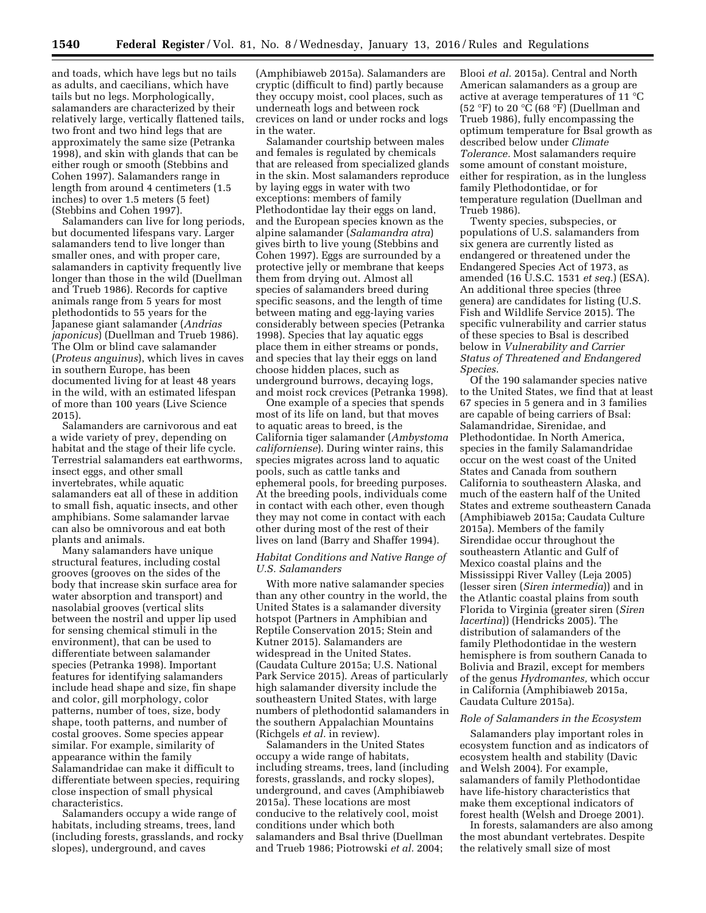and toads, which have legs but no tails as adults, and caecilians, which have tails but no legs. Morphologically, salamanders are characterized by their relatively large, vertically flattened tails, two front and two hind legs that are approximately the same size (Petranka 1998), and skin with glands that can be either rough or smooth (Stebbins and Cohen 1997). Salamanders range in length from around 4 centimeters (1.5 inches) to over 1.5 meters (5 feet) (Stebbins and Cohen 1997).

Salamanders can live for long periods, but documented lifespans vary. Larger salamanders tend to live longer than smaller ones, and with proper care, salamanders in captivity frequently live longer than those in the wild (Duellman and Trueb 1986). Records for captive animals range from 5 years for most plethodontids to 55 years for the Japanese giant salamander (*Andrias japonicus*) (Duellman and Trueb 1986). The Olm or blind cave salamander (*Proteus anguinus*), which lives in caves in southern Europe, has been documented living for at least 48 years in the wild, with an estimated lifespan of more than 100 years (Live Science 2015).

Salamanders are carnivorous and eat a wide variety of prey, depending on habitat and the stage of their life cycle. Terrestrial salamanders eat earthworms, insect eggs, and other small invertebrates, while aquatic salamanders eat all of these in addition to small fish, aquatic insects, and other amphibians. Some salamander larvae can also be omnivorous and eat both plants and animals.

Many salamanders have unique structural features, including costal grooves (grooves on the sides of the body that increase skin surface area for water absorption and transport) and nasolabial grooves (vertical slits between the nostril and upper lip used for sensing chemical stimuli in the environment), that can be used to differentiate between salamander species (Petranka 1998). Important features for identifying salamanders include head shape and size, fin shape and color, gill morphology, color patterns, number of toes, size, body shape, tooth patterns, and number of costal grooves. Some species appear similar. For example, similarity of appearance within the family Salamandridae can make it difficult to differentiate between species, requiring close inspection of small physical characteristics.

Salamanders occupy a wide range of habitats, including streams, trees, land (including forests, grasslands, and rocky slopes), underground, and caves (Amphibiaweb 2015a). Salamanders are cryptic (difficult to find) partly because they occupy moist, cool places, such as underneath logs and between rock crevices on land or under rocks and logs in the water.

Salamander courtship between males and females is regulated by chemicals that are released from specialized glands in the skin. Most salamanders reproduce by laying eggs in water with two exceptions: members of family Plethodontidae lay their eggs on land, and the European species known as the alpine salamander (*Salamandra atra*) gives birth to live young (Stebbins and Cohen 1997). Eggs are surrounded by a protective jelly or membrane that keeps them from drying out. Almost all species of salamanders breed during specific seasons, and the length of time between mating and egg-laying varies considerably between species (Petranka 1998). Species that lay aquatic eggs place them in either streams or ponds, and species that lay their eggs on land choose hidden places, such as underground burrows, decaying logs, and moist rock crevices (Petranka 1998).

One example of a species that spends most of its life on land, but that moves to aquatic areas to breed, is the California tiger salamander (*Ambystoma californiense*). During winter rains, this species migrates across land to aquatic pools, such as cattle tanks and ephemeral pools, for breeding purposes. At the breeding pools, individuals come in contact with each other, even though they may not come in contact with each other during most of the rest of their lives on land (Barry and Shaffer 1994).

### *Habitat Conditions and Native Range of U.S. Salamanders*

With more native salamander species than any other country in the world, the United States is a salamander diversity hotspot (Partners in Amphibian and Reptile Conservation 2015; Stein and Kutner 2015). Salamanders are widespread in the United States. (Caudata Culture 2015a; U.S. National Park Service 2015). Areas of particularly high salamander diversity include the southeastern United States, with large numbers of plethodontid salamanders in the southern Appalachian Mountains (Richgels *et al.* in review).

Salamanders in the United States occupy a wide range of habitats, including streams, trees, land (including forests, grasslands, and rocky slopes), underground, and caves (Amphibiaweb 2015a). These locations are most conducive to the relatively cool, moist conditions under which both salamanders and Bsal thrive (Duellman and Trueb 1986; Piotrowski *et al.* 2004; Blooi *et al.* 2015a). Central and North American salamanders as a group are active at average temperatures of 11 °C (52 °F) to 20 °C (68 °F) (Duellman and Trueb 1986), fully encompassing the optimum temperature for Bsal growth as described below under *Climate Tolerance.* Most salamanders require some amount of constant moisture, either for respiration, as in the lungless family Plethodontidae, or for temperature regulation (Duellman and Trueb 1986).

Twenty species, subspecies, or populations of U.S. salamanders from six genera are currently listed as endangered or threatened under the Endangered Species Act of 1973, as amended (16 U.S.C. 1531 *et seq.*) (ESA). An additional three species (three genera) are candidates for listing (U.S. Fish and Wildlife Service 2015). The specific vulnerability and carrier status of these species to Bsal is described below in *Vulnerability and Carrier Status of Threatened and Endangered Species*.

Of the 190 salamander species native to the United States, we find that at least 67 species in 5 genera and in 3 families are capable of being carriers of Bsal: Salamandridae, Sirenidae, and Plethodontidae. In North America, species in the family Salamandridae occur on the west coast of the United States and Canada from southern California to southeastern Alaska, and much of the eastern half of the United States and extreme southeastern Canada (Amphibiaweb 2015a; Caudata Culture 2015a). Members of the family Sirendidae occur throughout the southeastern Atlantic and Gulf of Mexico coastal plains and the Mississippi River Valley (Leja 2005) (lesser siren (*Siren intermedia*)) and in the Atlantic coastal plains from south Florida to Virginia (greater siren (*Siren lacertina*)) (Hendricks 2005). The distribution of salamanders of the family Plethodontidae in the western hemisphere is from southern Canada to Bolivia and Brazil, except for members of the genus *Hydromantes,* which occur in California (Amphibiaweb 2015a, Caudata Culture 2015a).

### *Role of Salamanders in the Ecosystem*

Salamanders play important roles in ecosystem function and as indicators of ecosystem health and stability (Davic and Welsh 2004). For example, salamanders of family Plethodontidae have life-history characteristics that make them exceptional indicators of forest health (Welsh and Droege 2001).

In forests, salamanders are also among the most abundant vertebrates. Despite the relatively small size of most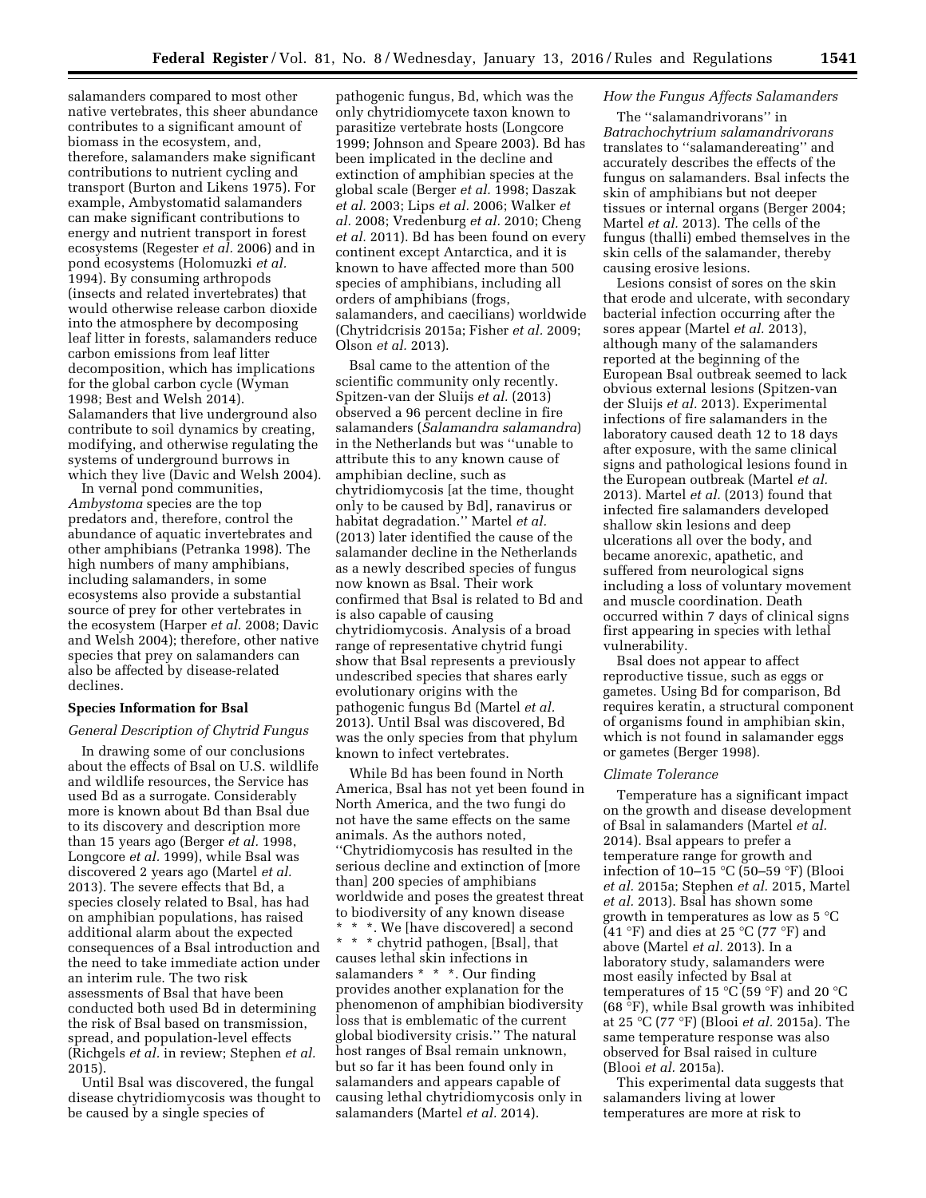salamanders compared to most other native vertebrates, this sheer abundance contributes to a significant amount of biomass in the ecosystem, and, therefore, salamanders make significant contributions to nutrient cycling and transport (Burton and Likens 1975). For example, Ambystomatid salamanders can make significant contributions to energy and nutrient transport in forest ecosystems (Regester *et al.* 2006) and in pond ecosystems (Holomuzki *et al.* 1994). By consuming arthropods (insects and related invertebrates) that would otherwise release carbon dioxide into the atmosphere by decomposing leaf litter in forests, salamanders reduce carbon emissions from leaf litter decomposition, which has implications for the global carbon cycle (Wyman 1998; Best and Welsh 2014). Salamanders that live underground also contribute to soil dynamics by creating, modifying, and otherwise regulating the systems of underground burrows in which they live (Davic and Welsh 2004).

In vernal pond communities, *Ambystoma* species are the top predators and, therefore, control the abundance of aquatic invertebrates and other amphibians (Petranka 1998). The high numbers of many amphibians, including salamanders, in some ecosystems also provide a substantial source of prey for other vertebrates in the ecosystem (Harper *et al.* 2008; Davic and Welsh 2004); therefore, other native species that prey on salamanders can also be affected by disease-related declines.

## Species Information for Bsal

### *General Description of Chytrid Fungus*

In drawing some of our conclusions about the effects of Bsal on U.S. wildlife and wildlife resources, the Service has used Bd as a surrogate. Considerably more is known about Bd than Bsal due to its discovery and description more than 15 years ago (Berger *et al.* 1998, Longcore *et al.* 1999), while Bsal was discovered 2 years ago (Martel *et al.* 2013). The severe effects that Bd, a species closely related to Bsal, has had on amphibian populations, has raised additional alarm about the expected consequences of a Bsal introduction and the need to take immediate action under an interim rule. The two risk assessments of Bsal that have been conducted both used Bd in determining the risk of Bsal based on transmission, spread, and population-level effects (Richgels *et al.* in review; Stephen *et al.* 2015).

Until Bsal was discovered, the fungal disease chytridiomycosis was thought to be caused by a single species of pathogenic fungus, Bd, which was the only chytridiomycete taxon known to parasitize vertebrate hosts (Longcore 1999; Johnson and Speare 2003). Bd has been implicated in the decline and extinction of amphibian species at the global scale (Berger *et al.* 1998; Daszak *et al.* 2003; Lips *et al.* 2006; Walker *et al.* 2008; Vredenburg *et al.* 2010; Cheng *et al.* 2011). Bd has been found on every continent except Antarctica, and it is known to have affected more than 500 species of amphibians, including all orders of amphibians (frogs, salamanders, and caecilians) worldwide (Chytridcrisis 2015a; Fisher *et al.* 2009; Olson *et al.* 2013).

Bsal came to the attention of the scientific community only recently. Spitzen-van der Sluijs *et al.* (2013) observed a 96 percent decline in fire salamanders (*Salamandra salamandra*) in the Netherlands but was ''unable to attribute this to any known cause of amphibian decline, such as chytridiomycosis [at the time, thought only to be caused by Bd], ranavirus or habitat degradation.'' Martel *et al.* (2013) later identified the cause of the salamander decline in the Netherlands as a newly described species of fungus now known as Bsal. Their work confirmed that Bsal is related to Bd and is also capable of causing chytridiomycosis. Analysis of a broad range of representative chytrid fungi show that Bsal represents a previously undescribed species that shares early evolutionary origins with the pathogenic fungus Bd (Martel *et al.* 2013). Until Bsal was discovered, Bd was the only species from that phylum known to infect vertebrates.

While Bd has been found in North America, Bsal has not yet been found in North America, and the two fungi do not have the same effects on the same animals. As the authors noted, ''Chytridiomycosis has resulted in the serious decline and extinction of [more than] 200 species of amphibians worldwide and poses the greatest threat to biodiversity of any known disease * * *. We [have discovered] a second * * * chytrid pathogen, [Bsal], that causes lethal skin infections in salamanders * * *. Our finding provides another explanation for the phenomenon of amphibian biodiversity loss that is emblematic of the current global biodiversity crisis.'' The natural host ranges of Bsal remain unknown, but so far it has been found only in salamanders and appears capable of causing lethal chytridiomycosis only in salamanders (Martel *et al.* 2014).

### *How the Fungus Affects Salamanders*

The ''salamandrivorans'' in *Batrachochytrium salamandrivorans* translates to ''salamandereating'' and accurately describes the effects of the fungus on salamanders. Bsal infects the skin of amphibians but not deeper tissues or internal organs (Berger 2004; Martel *et al.* 2013). The cells of the fungus (thalli) embed themselves in the skin cells of the salamander, thereby causing erosive lesions.

Lesions consist of sores on the skin that erode and ulcerate, with secondary bacterial infection occurring after the sores appear (Martel *et al.* 2013), although many of the salamanders reported at the beginning of the European Bsal outbreak seemed to lack obvious external lesions (Spitzen-van der Sluijs *et al.* 2013). Experimental infections of fire salamanders in the laboratory caused death 12 to 18 days after exposure, with the same clinical signs and pathological lesions found in the European outbreak (Martel *et al.* 2013). Martel *et al.* (2013) found that infected fire salamanders developed shallow skin lesions and deep ulcerations all over the body, and became anorexic, apathetic, and suffered from neurological signs including a loss of voluntary movement and muscle coordination. Death occurred within 7 days of clinical signs first appearing in species with lethal vulnerability.

Bsal does not appear to affect reproductive tissue, such as eggs or gametes. Using Bd for comparison, Bd requires keratin, a structural component of organisms found in amphibian skin, which is not found in salamander eggs or gametes (Berger 1998).

### *Climate Tolerance*

Temperature has a significant impact on the growth and disease development of Bsal in salamanders (Martel *et al.* 2014). Bsal appears to prefer a temperature range for growth and infection of 10–15 °C (50–59 °F) (Blooi *et al.* 2015a; Stephen *et al.* 2015, Martel *et al.* 2013). Bsal has shown some growth in temperatures as low as 5 °C (41 °F) and dies at 25 °C (77 °F) and above (Martel *et al.* 2013). In a laboratory study, salamanders were most easily infected by Bsal at temperatures of 15 °C (59 °F) and 20 °C (68 °F), while Bsal growth was inhibited at 25 °C (77 °F) (Blooi *et al.* 2015a). The same temperature response was also observed for Bsal raised in culture (Blooi *et al.* 2015a).

This experimental data suggests that salamanders living at lower temperatures are more at risk to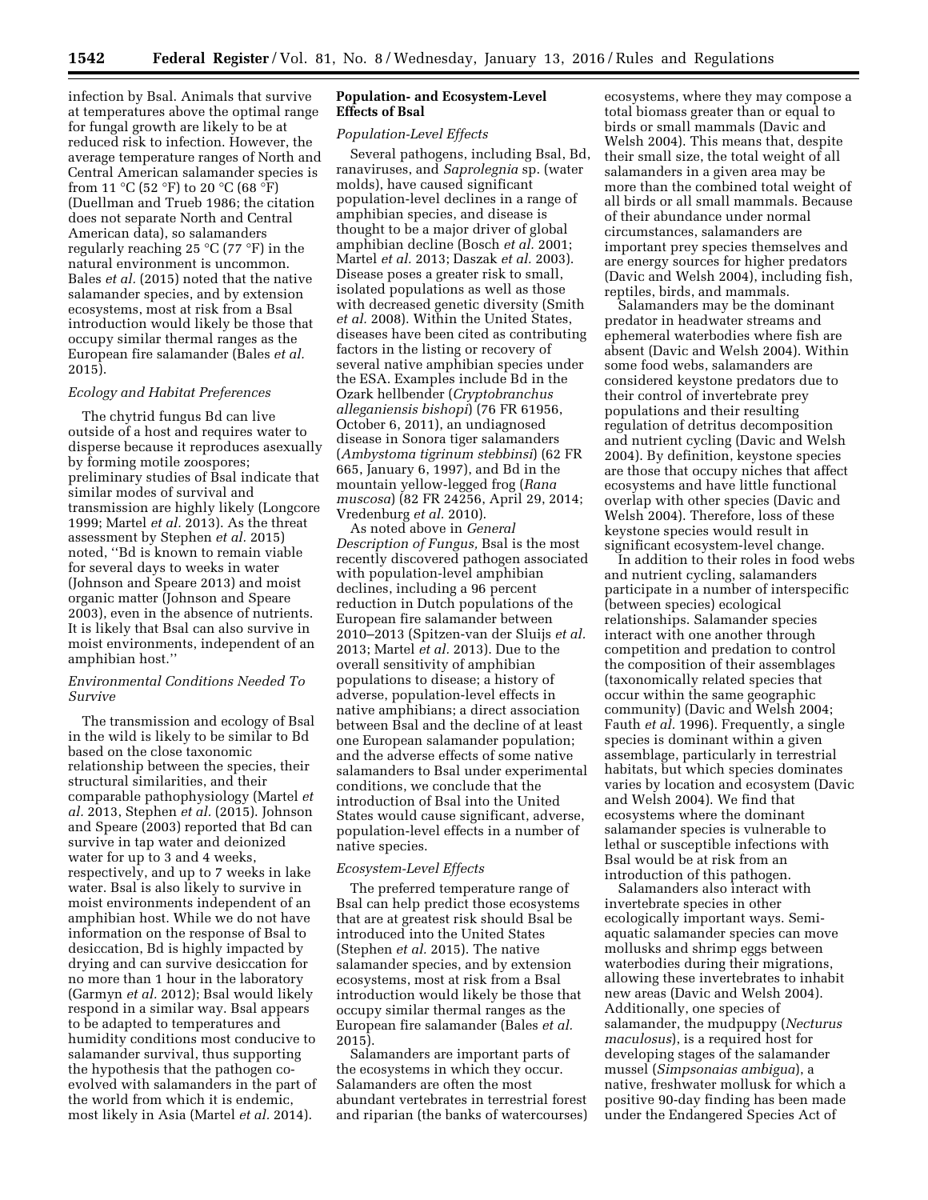infection by Bsal. Animals that survive at temperatures above the optimal range for fungal growth are likely to be at reduced risk to infection. However, the average temperature ranges of North and Central American salamander species is from 11 °C (52 °F) to 20 °C (68 °F) (Duellman and Trueb 1986; the citation does not separate North and Central American data), so salamanders regularly reaching 25 °C (77 °F) in the natural environment is uncommon. Bales *et al.* (2015) noted that the native salamander species, and by extension ecosystems, most at risk from a Bsal introduction would likely be those that occupy similar thermal ranges as the European fire salamander (Bales *et al.* 2015).

*Ecology and Habitat Preferences*

The chytrid fungus Bd can live outside of a host and requires water to disperse because it reproduces asexually by forming motile zoospores; preliminary studies of Bsal indicate that similar modes of survival and transmission are highly likely (Longcore 1999; Martel *et al.* 2013). As the threat assessment by Stephen *et al.* 2015) noted, ''Bd is known to remain viable for several days to weeks in water (Johnson and Speare 2013) and moist organic matter (Johnson and Speare 2003), even in the absence of nutrients. It is likely that Bsal can also survive in moist environments, independent of an amphibian host.''

*Environmental Conditions Needed To Survive*

The transmission and ecology of Bsal in the wild is likely to be similar to Bd based on the close taxonomic relationship between the species, their structural similarities, and their comparable pathophysiology (Martel *et al.* 2013, Stephen *et al.* (2015). Johnson and Speare (2003) reported that Bd can survive in tap water and deionized water for up to 3 and 4 weeks, respectively, and up to 7 weeks in lake water. Bsal is also likely to survive in moist environments independent of an amphibian host. While we do not have information on the response of Bsal to desiccation, Bd is highly impacted by drying and can survive desiccation for no more than 1 hour in the laboratory (Garmyn *et al.* 2012); Bsal would likely respond in a similar way. Bsal appears to be adapted to temperatures and humidity conditions most conducive to salamander survival, thus supporting the hypothesis that the pathogen co-evolved with salamanders in the part of the world from which it is endemic, most likely in Asia (Martel *et al.* 2014).

**Population- and Ecosystem-Level Effects of Bsal**

*Population-Level Effects*

Several pathogens, including Bsal, Bd, ranaviruses, and *Saprolegnia* sp. (water molds), have caused significant population-level declines in a range of amphibian species, and disease is thought to be a major driver of global amphibian decline (Bosch *et al.* 2001; Martel *et al.* 2013; Daszak *et al.* 2003). Disease poses a greater risk to small, isolated populations as well as those with decreased genetic diversity (Smith *et al.* 2008). Within the United States, diseases have been cited as contributing factors in the listing or recovery of several native amphibian species under the ESA. Examples include Bd in the Ozark hellbender (*Cryptobranchus alleganiensis bishopi*) (76 FR 61956, October 6, 2011), an undiagnosed disease in Sonora tiger salamanders (*Ambystoma tigrinum stebbinsi*) (62 FR 665, January 6, 1997), and Bd in the mountain yellow-legged frog (*Rana muscosa*) (82 FR 24256, April 29, 2014; Vredenburg *et al.* 2010).

As noted above in *General Description of Fungus,* Bsal is the most recently discovered pathogen associated with population-level amphibian declines, including a 96 percent reduction in Dutch populations of the European fire salamander between 2010–2013 (Spitzen-van der Sluijs *et al.* 2013; Martel *et al.* 2013). Due to the overall sensitivity of amphibian populations to disease; a history of adverse, population-level effects in native amphibians; a direct association between Bsal and the decline of at least one European salamander population; and the adverse effects of some native salamanders to Bsal under experimental conditions, we conclude that the introduction of Bsal into the United States would cause significant, adverse, population-level effects in a number of native species.

*Ecosystem-Level Effects*

The preferred temperature range of Bsal can help predict those ecosystems that are at greatest risk should Bsal be introduced into the United States (Stephen *et al.* 2015). The native salamander species, and by extension ecosystems, most at risk from a Bsal introduction would likely be those that occupy similar thermal ranges as the European fire salamander (Bales *et al.* 2015).

Salamanders are important parts of the ecosystems in which they occur. Salamanders are often the most abundant vertebrates in terrestrial forest and riparian (the banks of watercourses) ecosystems, where they may compose a total biomass greater than or equal to birds or small mammals (Davic and Welsh 2004). This means that, despite their small size, the total weight of all salamanders in a given area may be more than the combined total weight of all birds or all small mammals. Because of their abundance under normal circumstances, salamanders are important prey species themselves and are energy sources for higher predators (Davic and Welsh 2004), including fish, reptiles, birds, and mammals.

Salamanders may be the dominant predator in headwater streams and ephemeral waterbodies where fish are absent (Davic and Welsh 2004). Within some food webs, salamanders are considered keystone predators due to their control of invertebrate prey populations and their resulting regulation of detritus decomposition and nutrient cycling (Davic and Welsh 2004). By definition, keystone species are those that occupy niches that affect ecosystems and have little functional overlap with other species (Davic and Welsh 2004). Therefore, loss of these keystone species would result in significant ecosystem-level change.

In addition to their roles in food webs and nutrient cycling, salamanders participate in a number of interspecific (between species) ecological relationships. Salamander species interact with one another through competition and predation to control the composition of their assemblages (taxonomically related species that occur within the same geographic community) (Davic and Welsh 2004; Fauth *et al.* 1996). Frequently, a single species is dominant within a given assemblage, particularly in terrestrial habitats, but which species dominates varies by location and ecosystem (Davic and Welsh 2004). We find that ecosystems where the dominant salamander species is vulnerable to lethal or susceptible infections with Bsal would be at risk from an introduction of this pathogen.

Salamanders also interact with invertebrate species in other ecologically important ways. Semi-aquatic salamander species can move mollusks and shrimp eggs between waterbodies during their migrations, allowing these invertebrates to inhabit new areas (Davic and Welsh 2004). Additionally, one species of salamander, the mudpuppy (*Necturus maculosus*), is a required host for developing stages of the salamander mussel (*Simpsonaias ambigua*), a native, freshwater mollusk for which a positive 90-day finding has been made under the Endangered Species Act of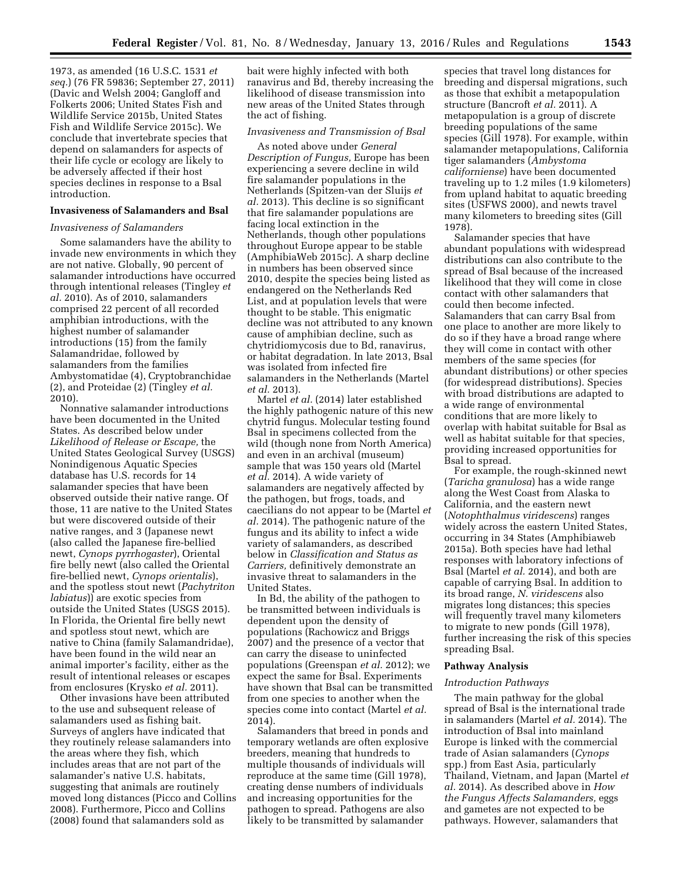1973, as amended (16 U.S.C. 1531 *et seq.*) (76 FR 59836; September 27, 2011) (Davic and Welsh 2004; Gangloff and Folkerts 2006; United States Fish and Wildlife Service 2015b, United States Fish and Wildlife Service 2015c). We conclude that invertebrate species that depend on salamanders for aspects of their life cycle or ecology are likely to be adversely affected if their host species declines in response to a Bsal introduction.

## Invasiveness of Salamanders and Bsal

### *Invasiveness of Salamanders*

Some salamanders have the ability to invade new environments in which they are not native. Globally, 90 percent of salamander introductions have occurred through intentional releases (Tingley *et al.* 2010). As of 2010, salamanders comprised 22 percent of all recorded amphibian introductions, with the highest number of salamander introductions (15) from the family Salamandridae, followed by salamanders from the families Ambystomatidae (4), Cryptobranchidae (2), and Proteidae (2) (Tingley *et al.* 2010).

Nonnative salamander introductions have been documented in the United States. As described below under *Likelihood of Release or Escape,* the United States Geological Survey (USGS) Nonindigenous Aquatic Species database has U.S. records for 14 salamander species that have been observed outside their native range. Of those, 11 are native to the United States but were discovered outside of their native ranges, and 3 (Japanese newt (also called the Japanese fire-bellied newt, *Cynops pyrrhogaster*), Oriental fire belly newt (also called the Oriental fire-bellied newt, *Cynops orientalis*), and the spotless stout newt (*Pachytriton labiatus*)) are exotic species from outside the United States (USGS 2015). In Florida, the Oriental fire belly newt and spotless stout newt, which are native to China (family Salamandridae), have been found in the wild near an animal importer's facility, either as the result of intentional releases or escapes from enclosures (Krysko *et al.* 2011).

Other invasions have been attributed to the use and subsequent release of salamanders used as fishing bait. Surveys of anglers have indicated that they routinely release salamanders into the areas where they fish, which includes areas that are not part of the salamander's native U.S. habitats, suggesting that animals are routinely moved long distances (Picco and Collins 2008). Furthermore, Picco and Collins (2008) found that salamanders sold as bait were highly infected with both ranavirus and Bd, thereby increasing the likelihood of disease transmission into new areas of the United States through the act of fishing.

### *Invasiveness and Transmission of Bsal*

As noted above under *General Description of Fungus,* Europe has been experiencing a severe decline in wild fire salamander populations in the Netherlands (Spitzen-van der Sluijs *et al.* 2013). This decline is so significant that fire salamander populations are facing local extinction in the Netherlands, though other populations throughout Europe appear to be stable (AmphibiaWeb 2015c). A sharp decline in numbers has been observed since 2010, despite the species being listed as endangered on the Netherlands Red List, and at population levels that were thought to be stable. This enigmatic decline was not attributed to any known cause of amphibian decline, such as chytridiomycosis due to Bd, ranavirus, or habitat degradation. In late 2013, Bsal was isolated from infected fire salamanders in the Netherlands (Martel *et al.* 2013).

Martel *et al.* (2014) later established the highly pathogenic nature of this new chytrid fungus. Molecular testing found Bsal in specimens collected from the wild (though none from North America) and even in an archival (museum) sample that was 150 years old (Martel *et al.* 2014). A wide variety of salamanders are negatively affected by the pathogen, but frogs, toads, and caecilians do not appear to be (Martel *et al.* 2014). The pathogenic nature of the fungus and its ability to infect a wide variety of salamanders, as described below in *Classification and Status as Carriers,* definitively demonstrate an invasive threat to salamanders in the United States.

In Bd, the ability of the pathogen to be transmitted between individuals is dependent upon the density of populations (Rachowicz and Briggs 2007) and the presence of a vector that can carry the disease to uninfected populations (Greenspan *et al.* 2012); we expect the same for Bsal. Experiments have shown that Bsal can be transmitted from one species to another when the species come into contact (Martel *et al.* 2014).

Salamanders that breed in ponds and temporary wetlands are often explosive breeders, meaning that hundreds to multiple thousands of individuals will reproduce at the same time (Gill 1978), creating dense numbers of individuals and increasing opportunities for the pathogen to spread. Pathogens are also likely to be transmitted by salamander species that travel long distances for breeding and dispersal migrations, such as those that exhibit a metapopulation structure (Bancroft *et al.* 2011). A metapopulation is a group of discrete breeding populations of the same species (Gill 1978). For example, within salamander metapopulations, California tiger salamanders (*Ambystoma californiense*) have been documented traveling up to 1.2 miles (1.9 kilometers) from upland habitat to aquatic breeding sites (USFWS 2000), and newts travel many kilometers to breeding sites (Gill 1978).

Salamander species that have abundant populations with widespread distributions can also contribute to the spread of Bsal because of the increased likelihood that they will come in close contact with other salamanders that could then become infected. Salamanders that can carry Bsal from one place to another are more likely to do so if they have a broad range where they will come in contact with other members of the same species (for abundant distributions) or other species (for widespread distributions). Species with broad distributions are adapted to a wide range of environmental conditions that are more likely to overlap with habitat suitable for Bsal as well as habitat suitable for that species, providing increased opportunities for Bsal to spread.

For example, the rough-skinned newt (*Taricha granulosa*) has a wide range along the West Coast from Alaska to California, and the eastern newt (*Notophthalmus viridescens*) ranges widely across the eastern United States, occurring in 34 States (Amphibiaweb 2015a). Both species have had lethal responses with laboratory infections of Bsal (Martel *et al.* 2014), and both are capable of carrying Bsal. In addition to its broad range, *N. viridescens* also migrates long distances; this species will frequently travel many kilometers to migrate to new ponds (Gill 1978), further increasing the risk of this species spreading Bsal.

## Pathway Analysis

### *Introduction Pathways*

The main pathway for the global spread of Bsal is the international trade in salamanders (Martel *et al.* 2014). The introduction of Bsal into mainland Europe is linked with the commercial trade of Asian salamanders (*Cynops* spp.) from East Asia, particularly Thailand, Vietnam, and Japan (Martel *et al.* 2014). As described above in *How the Fungus Affects Salamanders,* eggs and gametes are not expected to be pathways. However, salamanders that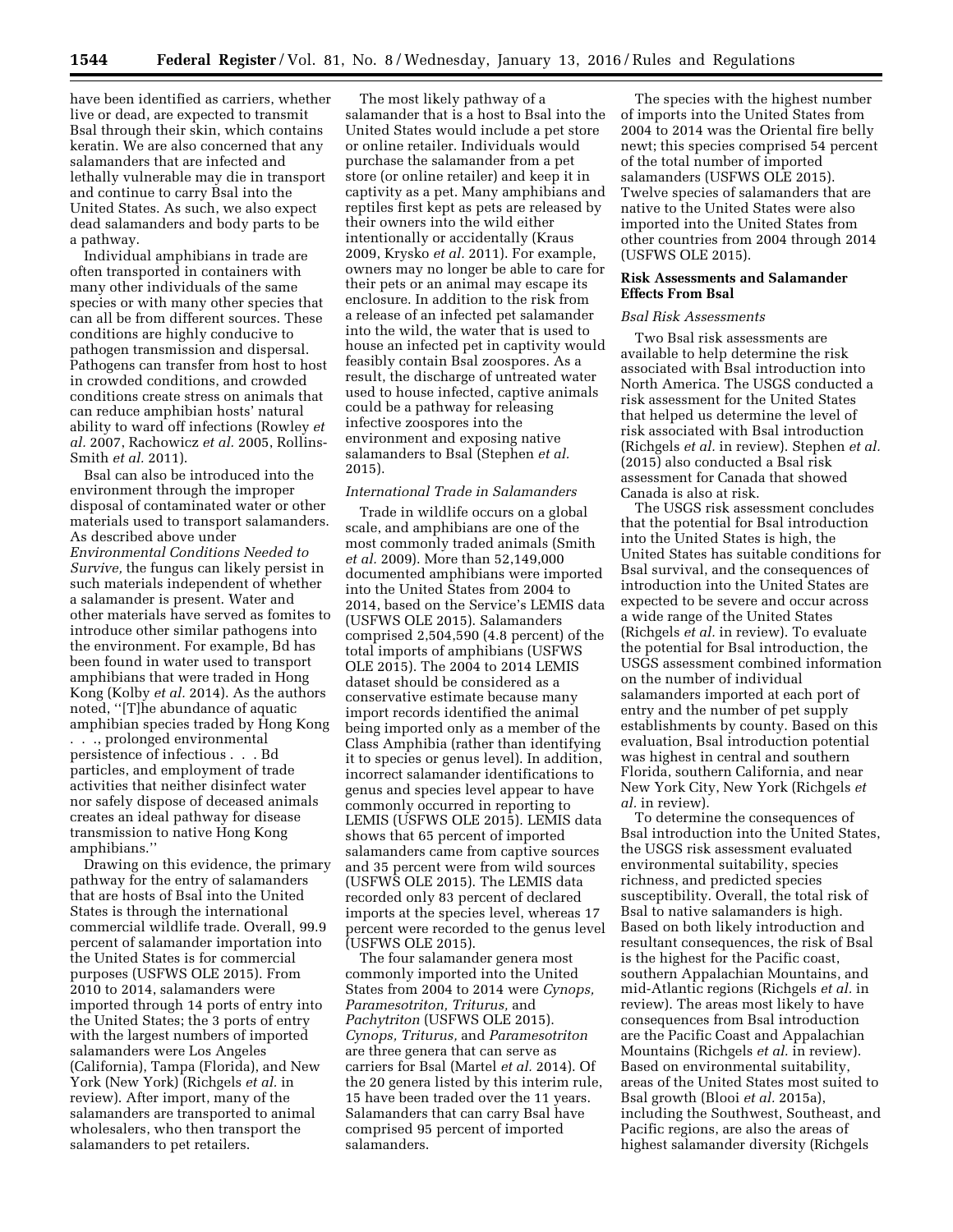have been identified as carriers, whether live or dead, are expected to transmit Bsal through their skin, which contains keratin. We are also concerned that any salamanders that are infected and lethally vulnerable may die in transport and continue to carry Bsal into the United States. As such, we also expect dead salamanders and body parts to be a pathway.

Individual amphibians in trade are often transported in containers with many other individuals of the same species or with many other species that can all be from different sources. These conditions are highly conducive to pathogen transmission and dispersal. Pathogens can transfer from host to host in crowded conditions, and crowded conditions create stress on animals that can reduce amphibian hosts' natural ability to ward off infections (Rowley *et al.* 2007, Rachowicz *et al.* 2005, Rollins-Smith *et al.* 2011).

Bsal can also be introduced into the environment through the improper disposal of contaminated water or other materials used to transport salamanders. As described above under *Environmental Conditions Needed to Survive,* the fungus can likely persist in such materials independent of whether a salamander is present. Water and other materials have served as fomites to introduce other similar pathogens into the environment. For example, Bd has been found in water used to transport amphibians that were traded in Hong Kong (Kolby *et al.* 2014). As the authors noted, "[T]he abundance of aquatic amphibian species traded by Hong Kong . . ., prolonged environmental persistence of infectious . . . Bd particles, and employment of trade activities that neither disinfect water nor safely dispose of deceased animals creates an ideal pathway for disease transmission to native Hong Kong amphibians."

Drawing on this evidence, the primary pathway for the entry of salamanders that are hosts of Bsal into the United States is through the international commercial wildlife trade. Overall, 99.9 percent of salamander importation into the United States is for commercial purposes (USFWS OLE 2015). From 2010 to 2014, salamanders were imported through 14 ports of entry into the United States; the 3 ports of entry with the largest numbers of imported salamanders were Los Angeles (California), Tampa (Florida), and New York (New York) (Richgels *et al.* in review). After import, many of the salamanders are transported to animal wholesalers, who then transport the salamanders to pet retailers.

The most likely pathway of a salamander that is a host to Bsal into the United States would include a pet store or online retailer. Individuals would purchase the salamander from a pet store (or online retailer) and keep it in captivity as a pet. Many amphibians and reptiles first kept as pets are released by their owners into the wild either intentionally or accidentally (Kraus 2009, Krysko *et al.* 2011). For example, owners may no longer be able to care for their pets or an animal may escape its enclosure. In addition to the risk from a release of an infected pet salamander into the wild, the water that is used to house an infected pet in captivity would feasibly contain Bsal zoospores. As a result, the discharge of untreated water used to house infected, captive animals could be a pathway for releasing infective zoospores into the environment and exposing native salamanders to Bsal (Stephen *et al.* 2015).

### *International Trade in Salamanders*

Trade in wildlife occurs on a global scale, and amphibians are one of the most commonly traded animals (Smith *et al.* 2009). More than 52,149,000 documented amphibians were imported into the United States from 2004 to 2014, based on the Service's LEMIS data (USFWS OLE 2015). Salamanders comprised 2,504,590 (4.8 percent) of the total imports of amphibians (USFWS OLE 2015). The 2004 to 2014 LEMIS dataset should be considered as a conservative estimate because many import records identified the animal being imported only as a member of the Class Amphibia (rather than identifying it to species or genus level). In addition, incorrect salamander identifications to genus and species level appear to have commonly occurred in reporting to LEMIS (USFWS OLE 2015). LEMIS data shows that 65 percent of imported salamanders came from captive sources and 35 percent were from wild sources (USFWS OLE 2015). The LEMIS data recorded only 83 percent of declared imports at the species level, whereas 17 percent were recorded to the genus level (USFWS OLE 2015).

The four salamander genera most commonly imported into the United States from 2004 to 2014 were *Cynops, Paramesotriton, Triturus,* and *Pachytriton* (USFWS OLE 2015). *Cynops, Triturus,* and *Paramesotriton* are three genera that can serve as carriers for Bsal (Martel *et al.* 2014). Of the 20 genera listed by this interim rule, 15 have been traded over the 11 years. Salamanders that can carry Bsal have comprised 95 percent of imported salamanders.

The species with the highest number of imports into the United States from 2004 to 2014 was the Oriental fire belly newt; this species comprised 54 percent of the total number of imported salamanders (USFWS OLE 2015). Twelve species of salamanders that are native to the United States were also imported into the United States from other countries from 2004 through 2014 (USFWS OLE 2015).

## Risk Assessments and Salamander Effects From Bsal

### *Bsal Risk Assessments*

Two Bsal risk assessments are available to help determine the risk associated with Bsal introduction into North America. The USGS conducted a risk assessment for the United States that helped us determine the level of risk associated with Bsal introduction (Richgels *et al.* in review). Stephen *et al.* (2015) also conducted a Bsal risk assessment for Canada that showed Canada is also at risk.

The USGS risk assessment concludes that the potential for Bsal introduction into the United States is high, the United States has suitable conditions for Bsal survival, and the consequences of introduction into the United States are expected to be severe and occur across a wide range of the United States (Richgels *et al.* in review). To evaluate the potential for Bsal introduction, the USGS assessment combined information on the number of individual salamanders imported at each port of entry and the number of pet supply establishments by county. Based on this evaluation, Bsal introduction potential was highest in central and southern Florida, southern California, and near New York City, New York (Richgels *et al.* in review).

To determine the consequences of Bsal introduction into the United States, the USGS risk assessment evaluated environmental suitability, species richness, and predicted species susceptibility. Overall, the total risk of Bsal to native salamanders is high. Based on both likely introduction and resultant consequences, the risk of Bsal is the highest for the Pacific coast, southern Appalachian Mountains, and mid-Atlantic regions (Richgels *et al.* in review). The areas most likely to have consequences from Bsal introduction are the Pacific Coast and Appalachian Mountains (Richgels *et al.* in review). Based on environmental suitability, areas of the United States most suited to Bsal growth (Blooi *et al.* 2015a), including the Southwest, Southeast, and Pacific regions, are also the areas of highest salamander diversity (Richgels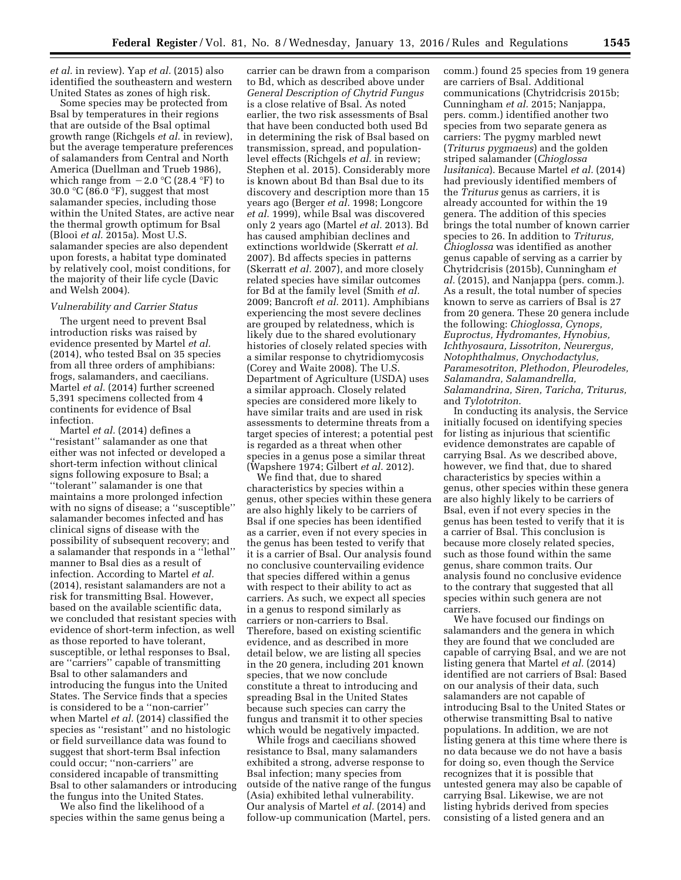*et al.* in review). Yap *et al.* (2015) also identified the southeastern and western United States as zones of high risk.

Some species may be protected from Bsal by temperatures in their regions that are outside of the Bsal optimal growth range (Richgels *et al.* in review), but the average temperature preferences of salamanders from Central and North America (Duellman and Trueb 1986), which range from −2.0 °C (28.4 °F) to 30.0 °C (86.0 °F), suggest that most salamander species, including those within the United States, are active near the thermal growth optimum for Bsal (Blooi *et al.* 2015a). Most U.S. salamander species are also dependent upon forests, a habitat type dominated by relatively cool, moist conditions, for the majority of their life cycle (Davic and Welsh 2004).

### *Vulnerability and Carrier Status*

The urgent need to prevent Bsal introduction risks was raised by evidence presented by Martel *et al.* (2014), who tested Bsal on 35 species from all three orders of amphibians: frogs, salamanders, and caecilians. Martel *et al.* (2014) further screened 5,391 specimens collected from 4 continents for evidence of Bsal infection.

Martel *et al.* (2014) defines a ''resistant'' salamander as one that either was not infected or developed a short-term infection without clinical signs following exposure to Bsal; a ''tolerant'' salamander is one that maintains a more prolonged infection with no signs of disease; a ''susceptible'' salamander becomes infected and has clinical signs of disease with the possibility of subsequent recovery; and a salamander that responds in a ''lethal'' manner to Bsal dies as a result of infection. According to Martel *et al.* (2014), resistant salamanders are not a risk for transmitting Bsal. However, based on the available scientific data, we concluded that resistant species with evidence of short-term infection, as well as those reported to have tolerant, susceptible, or lethal responses to Bsal, are ''carriers'' capable of transmitting Bsal to other salamanders and introducing the fungus into the United States. The Service finds that a species is considered to be a ''non-carrier'' when Martel *et al.* (2014) classified the species as ''resistant'' and no histologic or field surveillance data was found to suggest that short-term Bsal infection could occur; ''non-carriers'' are considered incapable of transmitting Bsal to other salamanders or introducing the fungus into the United States.

We also find the likelihood of a species within the same genus being a carrier can be drawn from a comparison to Bd, which as described above under *General Description of Chytrid Fungus* is a close relative of Bsal. As noted earlier, the two risk assessments of Bsal that have been conducted both used Bd in determining the risk of Bsal based on transmission, spread, and population-level effects (Richgels *et al.* in review; Stephen et al. 2015). Considerably more is known about Bd than Bsal due to its discovery and description more than 15 years ago (Berger *et al.* 1998; Longcore *et al.* 1999), while Bsal was discovered only 2 years ago (Martel *et al.* 2013). Bd has caused amphibian declines and extinctions worldwide (Skerratt *et al.* 2007). Bd affects species in patterns (Skerratt *et al.* 2007), and more closely related species have similar outcomes for Bd at the family level (Smith *et al.* 2009; Bancroft *et al.* 2011). Amphibians experiencing the most severe declines are grouped by relatedness, which is likely due to the shared evolutionary histories of closely related species with a similar response to chytridiomycosis (Corey and Waite 2008). The U.S. Department of Agriculture (USDA) uses a similar approach. Closely related species are considered more likely to have similar traits and are used in risk assessments to determine threats from a target species of interest; a potential pest is regarded as a threat when other species in a genus pose a similar threat (Wapshere 1974; Gilbert *et al.* 2012).

We find that, due to shared characteristics by species within a genus, other species within these genera are also highly likely to be carriers of Bsal if one species has been identified as a carrier, even if not every species in the genus has been tested to verify that it is a carrier of Bsal. Our analysis found no conclusive countervailing evidence that species differed within a genus with respect to their ability to act as carriers. As such, we expect all species in a genus to respond similarly as carriers or non-carriers to Bsal. Therefore, based on existing scientific evidence, and as described in more detail below, we are listing all species in the 20 genera, including 201 known species, that we now conclude constitute a threat to introducing and spreading Bsal in the United States because such species can carry the fungus and transmit it to other species which would be negatively impacted.

While frogs and caecilians showed resistance to Bsal, many salamanders exhibited a strong, adverse response to Bsal infection; many species from outside of the native range of the fungus (Asia) exhibited lethal vulnerability. Our analysis of Martel *et al.* (2014) and follow-up communication (Martel, pers. comm.) found 25 species from 19 genera are carriers of Bsal. Additional communications (Chytridcrisis 2015b; Cunningham *et al.* 2015; Nanjappa, pers. comm.) identified another two species from two separate genera as carriers: The pygmy marbled newt (*Triturus pygmaeus*) and the golden striped salamander (*Chioglossa lusitanica*). Because Martel *et al.* (2014) had previously identified members of the *Triturus* genus as carriers, it is already accounted for within the 19 genera. The addition of this species brings the total number of known carrier species to 26. In addition to *Triturus, Chioglossa* was identified as another genus capable of serving as a carrier by Chytridcrisis (2015b), Cunningham *et al.* (2015), and Nanjappa (pers. comm.). As a result, the total number of species known to serve as carriers of Bsal is 27 from 20 genera. These 20 genera include the following: *Chioglossa, Cynops, Euproctus, Hydromantes, Hynobius, Ichthyosaura, Lissotriton, Neurergus, Notophthalmus, Onychodactylus, Paramesotriton, Plethodon, Pleurodeles, Salamandra, Salamandrella, Salamandrina, Siren, Taricha, Triturus,* and *Tylototriton.*

In conducting its analysis, the Service initially focused on identifying species for listing as injurious that scientific evidence demonstrates are capable of carrying Bsal. As we described above, however, we find that, due to shared characteristics by species within a genus, other species within these genera are also highly likely to be carriers of Bsal, even if not every species in the genus has been tested to verify that it is a carrier of Bsal. This conclusion is because more closely related species, such as those found within the same genus, share common traits. Our analysis found no conclusive evidence to the contrary that suggested that all species within such genera are not carriers.

We have focused our findings on salamanders and the genera in which they are found that we concluded are capable of carrying Bsal, and we are not listing genera that Martel *et al.* (2014) identified are not carriers of Bsal: Based on our analysis of their data, such salamanders are not capable of introducing Bsal to the United States or otherwise transmitting Bsal to native populations. In addition, we are not listing genera at this time where there is no data because we do not have a basis for doing so, even though the Service recognizes that it is possible that untested genera may also be capable of carrying Bsal. Likewise, we are not listing hybrids derived from species consisting of a listed genera and an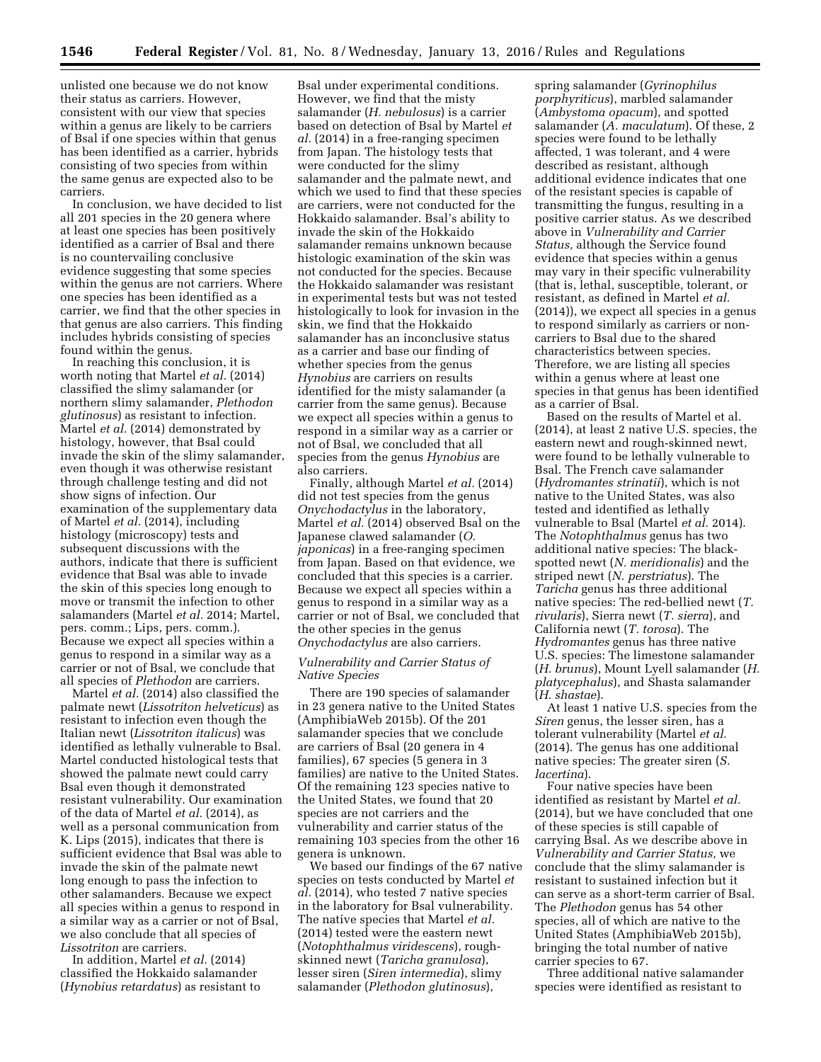unlisted one because we do not know their status as carriers. However, consistent with our view that species within a genus are likely to be carriers of Bsal if one species within that genus has been identified as a carrier, hybrids consisting of two species from within the same genus are expected also to be carriers.

In conclusion, we have decided to list all 201 species in the 20 genera where at least one species has been positively identified as a carrier of Bsal and there is no countervailing conclusive evidence suggesting that some species within the genus are not carriers. Where one species has been identified as a carrier, we find that the other species in that genus are also carriers. This finding includes hybrids consisting of species found within the genus.

In reaching this conclusion, it is worth noting that Martel *et al.* (2014) classified the slimy salamander (or northern slimy salamander, *Plethodon glutinosus*) as resistant to infection. Martel *et al.* (2014) demonstrated by histology, however, that Bsal could invade the skin of the slimy salamander, even though it was otherwise resistant through challenge testing and did not show signs of infection. Our examination of the supplementary data of Martel *et al.* (2014), including histology (microscopy) tests and subsequent discussions with the authors, indicate that there is sufficient evidence that Bsal was able to invade the skin of this species long enough to move or transmit the infection to other salamanders (Martel *et al.* 2014; Martel, pers. comm.; Lips, pers. comm.). Because we expect all species within a genus to respond in a similar way as a carrier or not of Bsal, we conclude that all species of *Plethodon* are carriers.

Martel *et al.* (2014) also classified the palmate newt (*Lissotriton helveticus*) as resistant to infection even though the Italian newt (*Lissotriton italicus*) was identified as lethally vulnerable to Bsal. Martel conducted histological tests that showed the palmate newt could carry Bsal even though it demonstrated resistant vulnerability. Our examination of the data of Martel *et al.* (2014), as well as a personal communication from K. Lips (2015), indicates that there is sufficient evidence that Bsal was able to invade the skin of the palmate newt long enough to pass the infection to other salamanders. Because we expect all species within a genus to respond in a similar way as a carrier or not of Bsal, we also conclude that all species of *Lissotriton* are carriers.

In addition, Martel *et al.* (2014) classified the Hokkaido salamander (*Hynobius retardatus*) as resistant to Bsal under experimental conditions. However, we find that the misty salamander (*H. nebulosus*) is a carrier based on detection of Bsal by Martel *et al.* (2014) in a free-ranging specimen from Japan. The histology tests that were conducted for the slimy salamander and the palmate newt, and which we used to find that these species are carriers, were not conducted for the Hokkaido salamander. Bsal's ability to invade the skin of the Hokkaido salamander remains unknown because histologic examination of the skin was not conducted for the species. Because the Hokkaido salamander was resistant in experimental tests but was not tested histologically to look for invasion in the skin, we find that the Hokkaido salamander has an inconclusive status as a carrier and base our finding of whether species from the genus *Hynobius* are carriers on results identified for the misty salamander (a carrier from the same genus). Because we expect all species within a genus to respond in a similar way as a carrier or not of Bsal, we concluded that all species from the genus *Hynobius* are also carriers.

Finally, although Martel *et al.* (2014) did not test species from the genus *Onychodactylus* in the laboratory, Martel *et al.* (2014) observed Bsal on the Japanese clawed salamander (*O. japonicas*) in a free-ranging specimen from Japan. Based on that evidence, we concluded that this species is a carrier. Because we expect all species within a genus to respond in a similar way as a carrier or not of Bsal, we concluded that the other species in the genus *Onychodactylus* are also carriers.

*Vulnerability and Carrier Status of Native Species*

There are 190 species of salamander in 23 genera native to the United States (AmphibiaWeb 2015b). Of the 201 salamander species that we conclude are carriers of Bsal (20 genera in 4 families), 67 species (5 genera in 3 families) are native to the United States. Of the remaining 123 species native to the United States, we found that 20 species are not carriers and the vulnerability and carrier status of the remaining 103 species from the other 16 genera is unknown.

We based our findings of the 67 native species on tests conducted by Martel *et al.* (2014), who tested 7 native species in the laboratory for Bsal vulnerability. The native species that Martel *et al.* (2014) tested were the eastern newt (*Notophthalmus viridescens*), rough-skinned newt (*Taricha granulosa*), lesser siren (*Siren intermedia*), slimy salamander (*Plethodon glutinosus*), spring salamander (*Gyrinophilus porphyriticus*), marbled salamander (*Ambystoma opacum*), and spotted salamander (*A. maculatum*). Of these, 2 species were found to be lethally affected, 1 was tolerant, and 4 were described as resistant, although additional evidence indicates that one of the resistant species is capable of transmitting the fungus, resulting in a positive carrier status. As we described above in *Vulnerability and Carrier Status,* although the Service found evidence that species within a genus may vary in their specific vulnerability (that is, lethal, susceptible, tolerant, or resistant, as defined in Martel *et al.* (2014)), we expect all species in a genus to respond similarly as carriers or non-carriers to Bsal due to the shared characteristics between species. Therefore, we are listing all species within a genus where at least one species in that genus has been identified as a carrier of Bsal.

Based on the results of Martel et al. (2014), at least 2 native U.S. species, the eastern newt and rough-skinned newt, were found to be lethally vulnerable to Bsal. The French cave salamander (*Hydromantes strinatii*), which is not native to the United States, was also tested and identified as lethally vulnerable to Bsal (Martel *et al.* 2014). The *Notophthalmus* genus has two additional native species: The black-spotted newt (*N. meridionalis*) and the striped newt (*N. perstriatus*). The *Taricha* genus has three additional native species: The red-bellied newt (*T. rivularis*), Sierra newt (*T. sierra*), and California newt (*T. torosa*). The *Hydromantes* genus has three native U.S. species: The limestone salamander (*H. brunus*), Mount Lyell salamander (*H. platycephalus*), and Shasta salamander (*H. shastae*).

At least 1 native U.S. species from the *Siren* genus, the lesser siren, has a tolerant vulnerability (Martel *et al.* (2014). The genus has one additional native species: The greater siren (*S. lacertina*).

Four native species have been identified as resistant by Martel *et al.* (2014), but we have concluded that one of these species is still capable of carrying Bsal. As we describe above in *Vulnerability and Carrier Status,* we conclude that the slimy salamander is resistant to sustained infection but it can serve as a short-term carrier of Bsal. The *Plethodon* genus has 54 other species, all of which are native to the United States (AmphibiaWeb 2015b), bringing the total number of native carrier species to 67.

Three additional native salamander species were identified as resistant to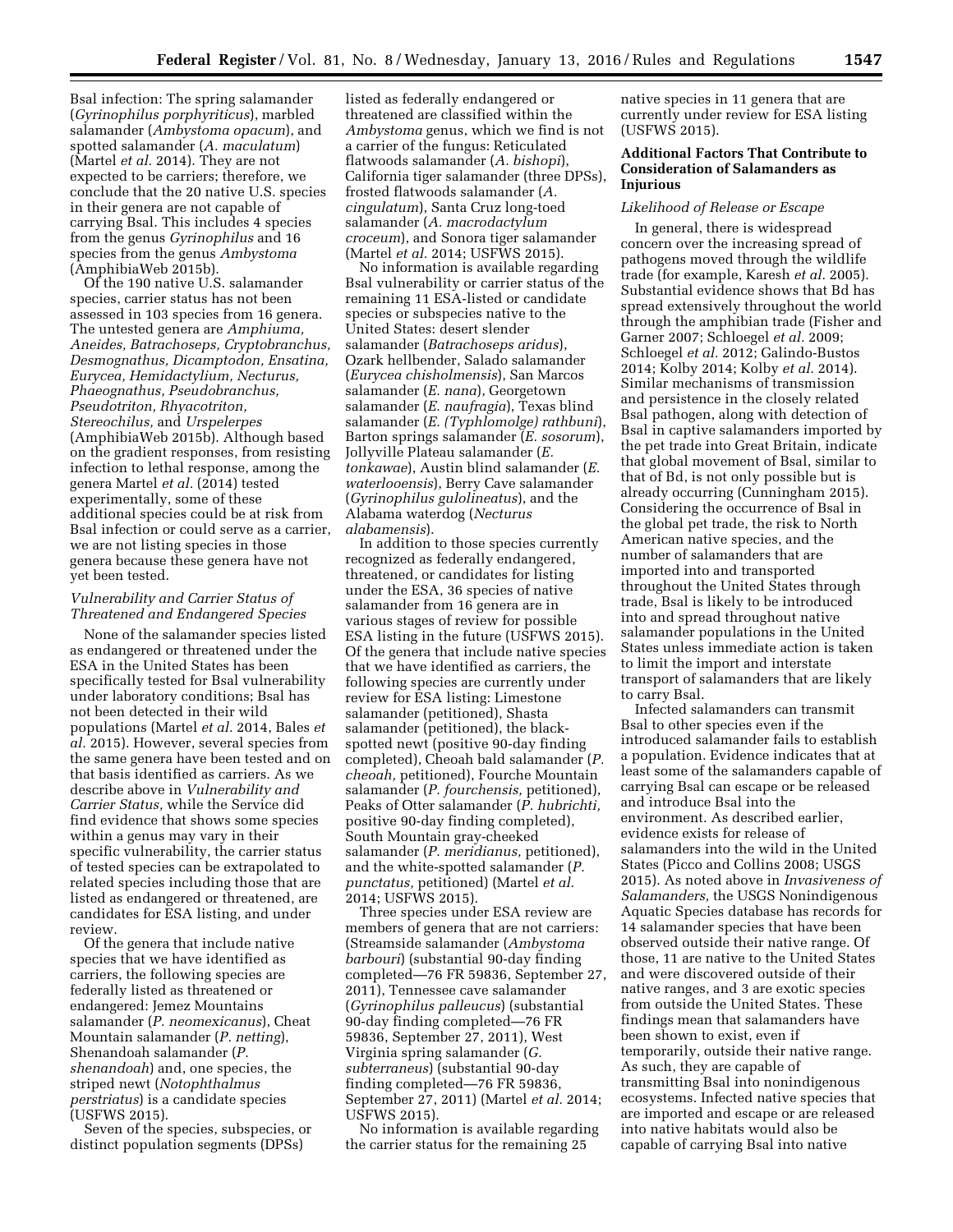Bsal infection: The spring salamander (*Gyrinophilus porphyriticus*), marbled salamander (*Ambystoma opacum*), and spotted salamander (*A. maculatum*) (Martel *et al.* 2014). They are not expected to be carriers; therefore, we conclude that the 20 native U.S. species in their genera are not capable of carrying Bsal. This includes 4 species from the genus *Gyrinophilus* and 16 species from the genus *Ambystoma* (AmphibiaWeb 2015b).

Of the 190 native U.S. salamander species, carrier status has not been assessed in 103 species from 16 genera. The untested genera are *Amphiuma, Aneides, Batrachoseps, Cryptobranchus, Desmognathus, Dicamptodon, Ensatina, Eurycea, Hemidactylium, Necturus, Phaeognathus, Pseudobranchus, Pseudotriton, Rhyacotriton, Stereochilus,* and *Urspelerpes* (AmphibiaWeb 2015b). Although based on the gradient responses, from resisting infection to lethal response, among the genera Martel *et al.* (2014) tested experimentally, some of these additional species could be at risk from Bsal infection or could serve as a carrier, we are not listing species in those genera because these genera have not yet been tested.

### *Vulnerability and Carrier Status of Threatened and Endangered Species*

None of the salamander species listed as endangered or threatened under the ESA in the United States has been specifically tested for Bsal vulnerability under laboratory conditions; Bsal has not been detected in their wild populations (Martel *et al.* 2014, Bales *et al.* 2015). However, several species from the same genera have been tested and on that basis identified as carriers. As we describe above in *Vulnerability and Carrier Status,* while the Service did find evidence that shows some species within a genus may vary in their specific vulnerability, the carrier status of tested species can be extrapolated to related species including those that are listed as endangered or threatened, are candidates for ESA listing, and under review.

Of the genera that include native species that we have identified as carriers, the following species are federally listed as threatened or endangered: Jemez Mountains salamander (*P. neomexicanus*), Cheat Mountain salamander (*P. netting*), Shenandoah salamander (*P. shenandoah*) and, one species, the striped newt (*Notophthalmus perstriatus*) is a candidate species (USFWS 2015).

Seven of the species, subspecies, or distinct population segments (DPSs) listed as federally endangered or threatened are classified within the *Ambystoma* genus, which we find is not a carrier of the fungus: Reticulated flatwoods salamander (*A. bishopi*), California tiger salamander (three DPSs), frosted flatwoods salamander (*A. cingulatum*), Santa Cruz long-toed salamander (*A. macrodactylum croceum*), and Sonora tiger salamander (Martel *et al.* 2014; USFWS 2015).

No information is available regarding Bsal vulnerability or carrier status of the remaining 11 ESA-listed or candidate species or subspecies native to the United States: desert slender salamander (*Batrachoseps aridus*), Ozark hellbender, Salado salamander (*Eurycea chisholmensis*), San Marcos salamander (*E. nana*), Georgetown salamander (*E. naufragia*), Texas blind salamander (*E. (Typhlomolge) rathbuni*), Barton springs salamander (*E. sosorum*), Jollyville Plateau salamander (*E. tonkawae*), Austin blind salamander (*E. waterlooensis*), Berry Cave salamander (*Gyrinophilus gulolineatus*), and the Alabama waterdog (*Necturus alabamensis*).

In addition to those species currently recognized as federally endangered, threatened, or candidates for listing under the ESA, 36 species of native salamander from 16 genera are in various stages of review for possible ESA listing in the future (USFWS 2015). Of the genera that include native species that we have identified as carriers, the following species are currently under review for ESA listing: Limestone salamander (petitioned), Shasta salamander (petitioned), the black-spotted newt (positive 90-day finding completed), Cheoah bald salamander (*P. cheoah,* petitioned), Fourche Mountain salamander (*P. fourchensis,* petitioned), Peaks of Otter salamander (*P. hubrichti,* positive 90-day finding completed), South Mountain gray-cheeked salamander (*P. meridianus,* petitioned), and the white-spotted salamander (*P. punctatus,* petitioned) (Martel *et al.* 2014; USFWS 2015).

Three species under ESA review are members of genera that are not carriers: (Streamside salamander (*Ambystoma barbouri*) (substantial 90-day finding completed—76 FR 59836, September 27, 2011), Tennessee cave salamander (*Gyrinophilus palleucus*) (substantial 90-day finding completed—76 FR 59836, September 27, 2011), West Virginia spring salamander (*G. subterraneus*) (substantial 90-day finding completed—76 FR 59836, September 27, 2011) (Martel *et al.* 2014; USFWS 2015).

No information is available regarding the carrier status for the remaining 25 native species in 11 genera that are currently under review for ESA listing (USFWS 2015).

## Additional Factors That Contribute to Consideration of Salamanders as Injurious

### *Likelihood of Release or Escape*

In general, there is widespread concern over the increasing spread of pathogens moved through the wildlife trade (for example, Karesh *et al.* 2005). Substantial evidence shows that Bd has spread extensively throughout the world through the amphibian trade (Fisher and Garner 2007; Schloegel *et al.* 2009; Schloegel *et al.* 2012; Galindo-Bustos 2014; Kolby 2014; Kolby *et al.* 2014). Similar mechanisms of transmission and persistence in the closely related Bsal pathogen, along with detection of Bsal in captive salamanders imported by the pet trade into Great Britain, indicate that global movement of Bsal, similar to that of Bd, is not only possible but is already occurring (Cunningham 2015). Considering the occurrence of Bsal in the global pet trade, the risk to North American native species, and the number of salamanders that are imported into and transported throughout the United States through trade, Bsal is likely to be introduced into and spread throughout native salamander populations in the United States unless immediate action is taken to limit the import and interstate transport of salamanders that are likely to carry Bsal.

Infected salamanders can transmit Bsal to other species even if the introduced salamander fails to establish a population. Evidence indicates that at least some of the salamanders capable of carrying Bsal can escape or be released and introduce Bsal into the environment. As described earlier, evidence exists for release of salamanders into the wild in the United States (Picco and Collins 2008; USGS 2015). As noted above in *Invasiveness of Salamanders,* the USGS Nonindigenous Aquatic Species database has records for 14 salamander species that have been observed outside their native range. Of those, 11 are native to the United States and were discovered outside of their native ranges, and 3 are exotic species from outside the United States. These findings mean that salamanders have been shown to exist, even if temporarily, outside their native range. As such, they are capable of transmitting Bsal into nonindigenous ecosystems. Infected native species that are imported and escape or are released into native habitats would also be capable of carrying Bsal into native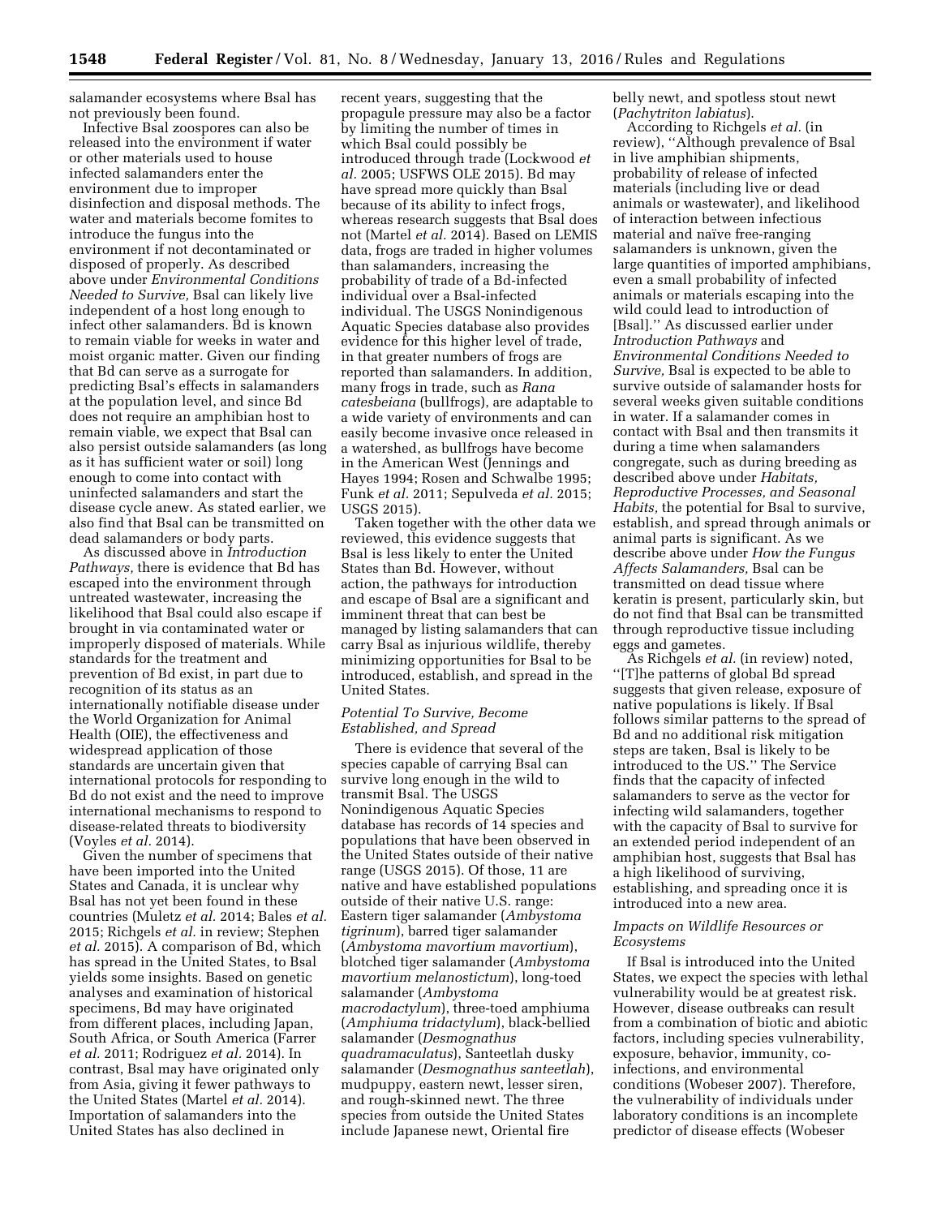salamander ecosystems where Bsal has not previously been found.

Infective Bsal zoospores can also be released into the environment if water or other materials used to house infected salamanders enter the environment due to improper disinfection and disposal methods. The water and materials become fomites to introduce the fungus into the environment if not decontaminated or disposed of properly. As described above under *Environmental Conditions Needed to Survive,* Bsal can likely live independent of a host long enough to infect other salamanders. Bd is known to remain viable for weeks in water and moist organic matter. Given our finding that Bd can serve as a surrogate for predicting Bsal's effects in salamanders at the population level, and since Bd does not require an amphibian host to remain viable, we expect that Bsal can also persist outside salamanders (as long as it has sufficient water or soil) long enough to come into contact with uninfected salamanders and start the disease cycle anew. As stated earlier, we also find that Bsal can be transmitted on dead salamanders or body parts.

As discussed above in *Introduction Pathways,* there is evidence that Bd has escaped into the environment through untreated wastewater, increasing the likelihood that Bsal could also escape if brought in via contaminated water or improperly disposed of materials. While standards for the treatment and prevention of Bd exist, in part due to recognition of its status as an internationally notifiable disease under the World Organization for Animal Health (OIE), the effectiveness and widespread application of those standards are uncertain given that international protocols for responding to Bd do not exist and the need to improve international mechanisms to respond to disease-related threats to biodiversity (Voyles *et al.* 2014).

Given the number of specimens that have been imported into the United States and Canada, it is unclear why Bsal has not yet been found in these countries (Muletz *et al.* 2014; Bales *et al.* 2015; Richgels *et al.* in review; Stephen *et al.* 2015). A comparison of Bd, which has spread in the United States, to Bsal yields some insights. Based on genetic analyses and examination of historical specimens, Bd may have originated from different places, including Japan, South Africa, or South America (Farrer *et al.* 2011; Rodriguez *et al.* 2014). In contrast, Bsal may have originated only from Asia, giving it fewer pathways to the United States (Martel *et al.* 2014). Importation of salamanders into the United States has also declined in recent years, suggesting that the propagule pressure may also be a factor by limiting the number of times in which Bsal could possibly be introduced through trade (Lockwood *et al.* 2005; USFWS OLE 2015). Bd may have spread more quickly than Bsal because of its ability to infect frogs, whereas research suggests that Bsal does not (Martel *et al.* 2014). Based on LEMIS data, frogs are traded in higher volumes than salamanders, increasing the probability of trade of a Bd-infected individual over a Bsal-infected individual. The USGS Nonindigenous Aquatic Species database also provides evidence for this higher level of trade, in that greater numbers of frogs are reported than salamanders. In addition, many frogs in trade, such as *Rana catesbeiana* (bullfrogs), are adaptable to a wide variety of environments and can easily become invasive once released in a watershed, as bullfrogs have become in the American West (Jennings and Hayes 1994; Rosen and Schwalbe 1995; Funk *et al.* 2011; Sepulveda *et al.* 2015; USGS 2015).

Taken together with the other data we reviewed, this evidence suggests that Bsal is less likely to enter the United States than Bd. However, without action, the pathways for introduction and escape of Bsal are a significant and imminent threat that can best be managed by listing salamanders that can carry Bsal as injurious wildlife, thereby minimizing opportunities for Bsal to be introduced, establish, and spread in the United States.

### *Potential To Survive, Become Established, and Spread*

There is evidence that several of the species capable of carrying Bsal can survive long enough in the wild to transmit Bsal. The USGS Nonindigenous Aquatic Species database has records of 14 species and populations that have been observed in the United States outside of their native range (USGS 2015). Of those, 11 are native and have established populations outside of their native U.S. range: Eastern tiger salamander (*Ambystoma tigrinum*), barred tiger salamander (*Ambystoma mavortium mavortium*), blotched tiger salamander (*Ambystoma mavortium melanostictum*), long-toed salamander (*Ambystoma macrodactylum*), three-toed amphiuma (*Amphiuma tridactylum*), black-bellied salamander (*Desmognathus quadramaculatus*), Santeetlah dusky salamander (*Desmognathus santeetlah*), mudpuppy, eastern newt, lesser siren, and rough-skinned newt. The three species from outside the United States include Japanese newt, Oriental fire belly newt, and spotless stout newt (*Pachytriton labiatus*).

According to Richgels *et al.* (in review), ''Although prevalence of Bsal in live amphibian shipments, probability of release of infected materials (including live or dead animals or wastewater), and likelihood of interaction between infectious material and naïve free-ranging salamanders is unknown, given the large quantities of imported amphibians, even a small probability of infected animals or materials escaping into the wild could lead to introduction of [Bsal].'' As discussed earlier under *Introduction Pathways* and *Environmental Conditions Needed to Survive,* Bsal is expected to be able to survive outside of salamander hosts for several weeks given suitable conditions in water. If a salamander comes in contact with Bsal and then transmits it during a time when salamanders congregate, such as during breeding as described above under *Habitats, Reproductive Processes, and Seasonal Habits,* the potential for Bsal to survive, establish, and spread through animals or animal parts is significant. As we describe above under *How the Fungus Affects Salamanders,* Bsal can be transmitted on dead tissue where keratin is present, particularly skin, but do not find that Bsal can be transmitted through reproductive tissue including eggs and gametes.

As Richgels *et al.* (in review) noted, ''[T]he patterns of global Bd spread suggests that given release, exposure of native populations is likely. If Bsal follows similar patterns to the spread of Bd and no additional risk mitigation steps are taken, Bsal is likely to be introduced to the US.'' The Service finds that the capacity of infected salamanders to serve as the vector for infecting wild salamanders, together with the capacity of Bsal to survive for an extended period independent of an amphibian host, suggests that Bsal has a high likelihood of surviving, establishing, and spreading once it is introduced into a new area.

### *Impacts on Wildlife Resources or Ecosystems*

If Bsal is introduced into the United States, we expect the species with lethal vulnerability would be at greatest risk. However, disease outbreaks can result from a combination of biotic and abiotic factors, including species vulnerability, exposure, behavior, immunity, co-infections, and environmental conditions (Wobeser 2007). Therefore, the vulnerability of individuals under laboratory conditions is an incomplete predictor of disease effects (Wobeser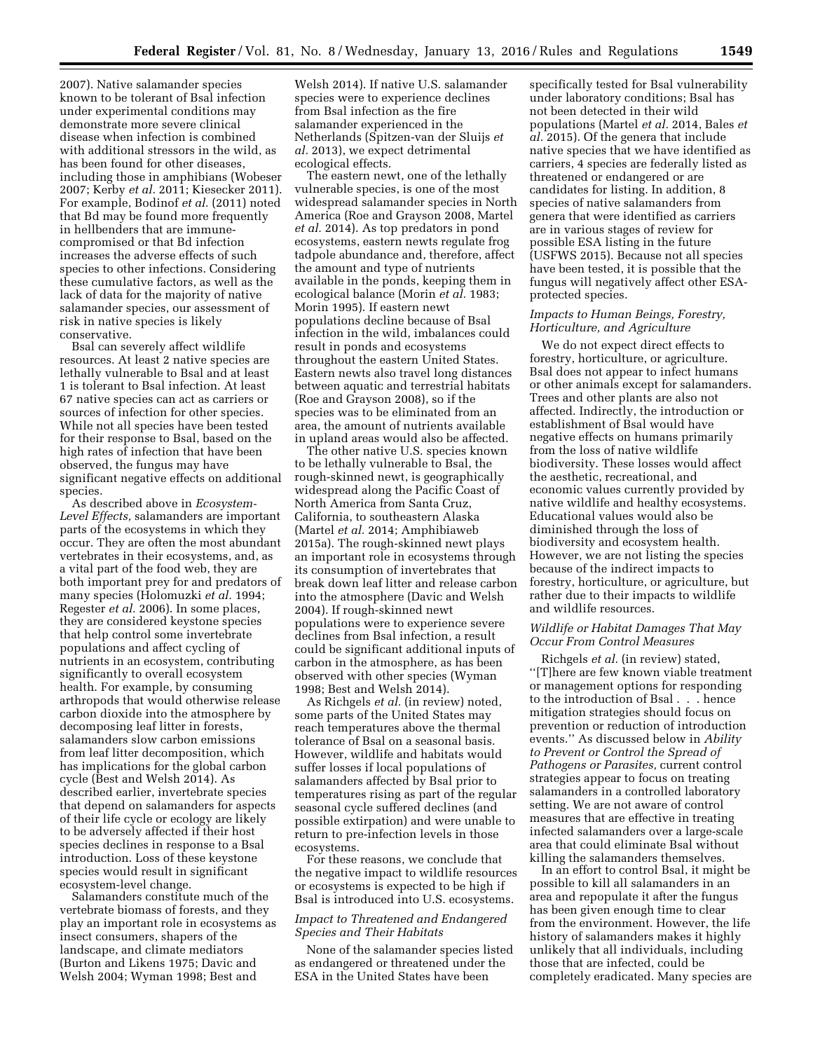2007). Native salamander species known to be tolerant of Bsal infection under experimental conditions may demonstrate more severe clinical disease when infection is combined with additional stressors in the wild, as has been found for other diseases, including those in amphibians (Wobeser 2007; Kerby *et al.* 2011; Kiesecker 2011). For example, Bodinof *et al.* (2011) noted that Bd may be found more frequently in hellbenders that are immune-compromised or that Bd infection increases the adverse effects of such species to other infections. Considering these cumulative factors, as well as the lack of data for the majority of native salamander species, our assessment of risk in native species is likely conservative.

Bsal can severely affect wildlife resources. At least 2 native species are lethally vulnerable to Bsal and at least 1 is tolerant to Bsal infection. At least 67 native species can act as carriers or sources of infection for other species. While not all species have been tested for their response to Bsal, based on the high rates of infection that have been observed, the fungus may have significant negative effects on additional species.

As described above in *Ecosystem-Level Effects,* salamanders are important parts of the ecosystems in which they occur. They are often the most abundant vertebrates in their ecosystems, and, as a vital part of the food web, they are both important prey for and predators of many species (Holomuzki *et al.* 1994; Regester *et al.* 2006). In some places, they are considered keystone species that help control some invertebrate populations and affect cycling of nutrients in an ecosystem, contributing significantly to overall ecosystem health. For example, by consuming arthropods that would otherwise release carbon dioxide into the atmosphere by decomposing leaf litter in forests, salamanders slow carbon emissions from leaf litter decomposition, which has implications for the global carbon cycle (Best and Welsh 2014). As described earlier, invertebrate species that depend on salamanders for aspects of their life cycle or ecology are likely to be adversely affected if their host species declines in response to a Bsal introduction. Loss of these keystone species would result in significant ecosystem-level change.

Salamanders constitute much of the vertebrate biomass of forests, and they play an important role in ecosystems as insect consumers, shapers of the landscape, and climate mediators (Burton and Likens 1975; Davic and Welsh 2004; Wyman 1998; Best and Welsh 2014). If native U.S. salamander species were to experience declines from Bsal infection as the fire salamander experienced in the Netherlands (Spitzen-van der Sluijs *et al.* 2013), we expect detrimental ecological effects.

The eastern newt, one of the lethally vulnerable species, is one of the most widespread salamander species in North America (Roe and Grayson 2008, Martel *et al.* 2014). As top predators in pond ecosystems, eastern newts regulate frog tadpole abundance and, therefore, affect the amount and type of nutrients available in the ponds, keeping them in ecological balance (Morin *et al.* 1983; Morin 1995). If eastern newt populations decline because of Bsal infection in the wild, imbalances could result in ponds and ecosystems throughout the eastern United States. Eastern newts also travel long distances between aquatic and terrestrial habitats (Roe and Grayson 2008), so if the species was to be eliminated from an area, the amount of nutrients available in upland areas would also be affected.

The other native U.S. species known to be lethally vulnerable to Bsal, the rough-skinned newt, is geographically widespread along the Pacific Coast of North America from Santa Cruz, California, to southeastern Alaska (Martel *et al.* 2014; Amphibiaweb 2015a). The rough-skinned newt plays an important role in ecosystems through its consumption of invertebrates that break down leaf litter and release carbon into the atmosphere (Davic and Welsh 2004). If rough-skinned newt populations were to experience severe declines from Bsal infection, a result could be significant additional inputs of carbon in the atmosphere, as has been observed with other species (Wyman 1998; Best and Welsh 2014).

As Richgels *et al.* (in review) noted, some parts of the United States may reach temperatures above the thermal tolerance of Bsal on a seasonal basis. However, wildlife and habitats would suffer losses if local populations of salamanders affected by Bsal prior to temperatures rising as part of the regular seasonal cycle suffered declines (and possible extirpation) and were unable to return to pre-infection levels in those ecosystems.

For these reasons, we conclude that the negative impact to wildlife resources or ecosystems is expected to be high if Bsal is introduced into U.S. ecosystems.

### *Impact to Threatened and Endangered Species and Their Habitats*

None of the salamander species listed as endangered or threatened under the ESA in the United States have been specifically tested for Bsal vulnerability under laboratory conditions; Bsal has not been detected in their wild populations (Martel *et al.* 2014, Bales *et al.* 2015). Of the genera that include native species that we have identified as carriers, 4 species are federally listed as threatened or endangered or are candidates for listing. In addition, 8 species of native salamanders from genera that were identified as carriers are in various stages of review for possible ESA listing in the future (USFWS 2015). Because not all species have been tested, it is possible that the fungus will negatively affect other ESA-protected species.

### *Impacts to Human Beings, Forestry, Horticulture, and Agriculture*

We do not expect direct effects to forestry, horticulture, or agriculture. Bsal does not appear to infect humans or other animals except for salamanders. Trees and other plants are also not affected. Indirectly, the introduction or establishment of Bsal would have negative effects on humans primarily from the loss of native wildlife biodiversity. These losses would affect the aesthetic, recreational, and economic values currently provided by native wildlife and healthy ecosystems. Educational values would also be diminished through the loss of biodiversity and ecosystem health. However, we are not listing the species because of the indirect impacts to forestry, horticulture, or agriculture, but rather due to their impacts to wildlife and wildlife resources.

### *Wildlife or Habitat Damages That May Occur From Control Measures*

Richgels *et al.* (in review) stated, ''[T]here are few known viable treatment or management options for responding to the introduction of Bsal . . . hence mitigation strategies should focus on prevention or reduction of introduction events.'' As discussed below in *Ability to Prevent or Control the Spread of Pathogens or Parasites,* current control strategies appear to focus on treating salamanders in a controlled laboratory setting. We are not aware of control measures that are effective in treating infected salamanders over a large-scale area that could eliminate Bsal without killing the salamanders themselves.

In an effort to control Bsal, it might be possible to kill all salamanders in an area and repopulate it after the fungus has been given enough time to clear from the environment. However, the life history of salamanders makes it highly unlikely that all individuals, including those that are infected, could be completely eradicated. Many species are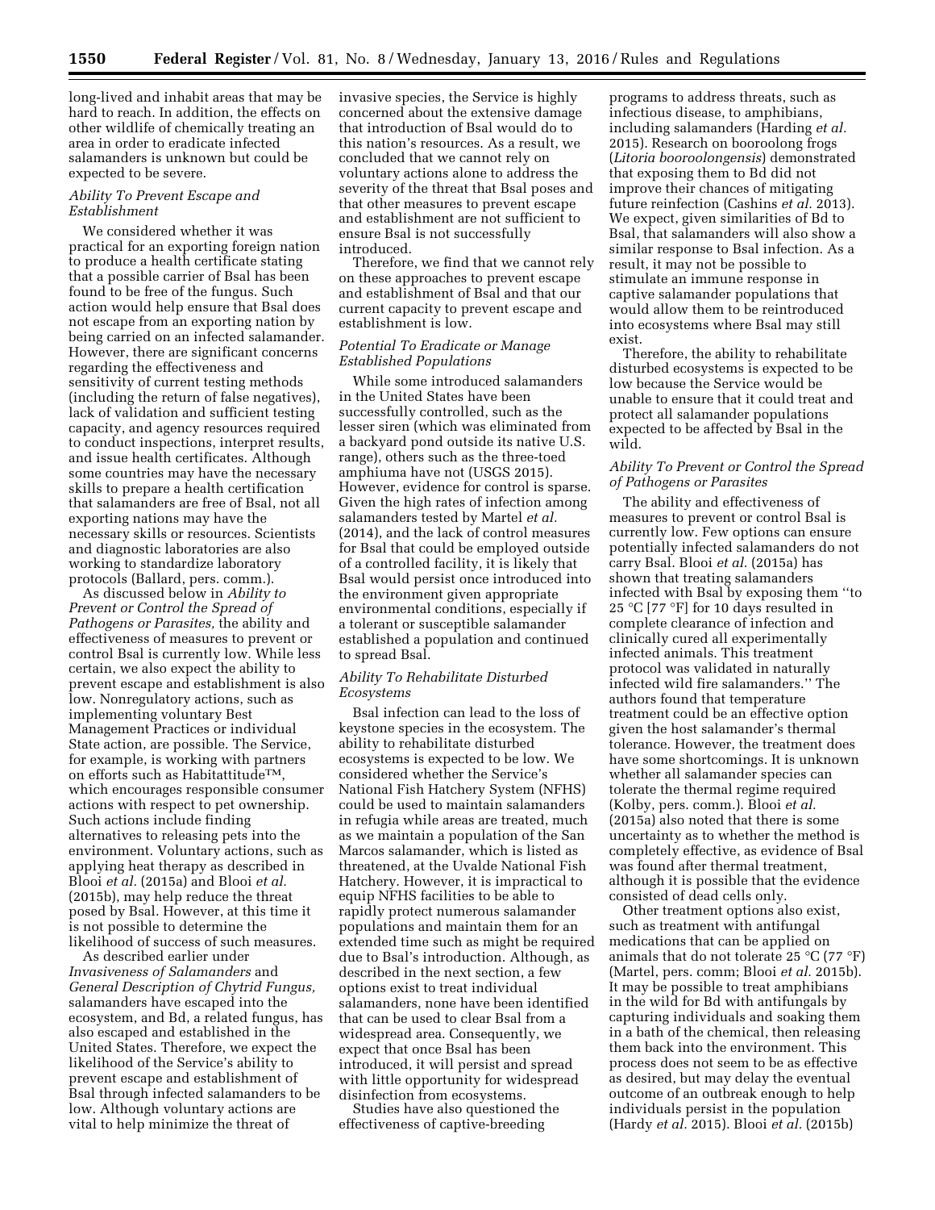long-lived and inhabit areas that may be hard to reach. In addition, the effects on other wildlife of chemically treating an area in order to eradicate infected salamanders is unknown but could be expected to be severe.

*Ability To Prevent Escape and Establishment*

We considered whether it was practical for an exporting foreign nation to produce a health certificate stating that a possible carrier of Bsal has been found to be free of the fungus. Such action would help ensure that Bsal does not escape from an exporting nation by being carried on an infected salamander. However, there are significant concerns regarding the effectiveness and sensitivity of current testing methods (including the return of false negatives), lack of validation and sufficient testing capacity, and agency resources required to conduct inspections, interpret results, and issue health certificates. Although some countries may have the necessary skills to prepare a health certification that salamanders are free of Bsal, not all exporting nations may have the necessary skills or resources. Scientists and diagnostic laboratories are also working to standardize laboratory protocols (Ballard, pers. comm.).

As discussed below in *Ability to Prevent or Control the Spread of Pathogens or Parasites,* the ability and effectiveness of measures to prevent or control Bsal is currently low. While less certain, we also expect the ability to prevent escape and establishment is also low. Nonregulatory actions, such as implementing voluntary Best Management Practices or individual State action, are possible. The Service, for example, is working with partners on efforts such as Habitattitude™, which encourages responsible consumer actions with respect to pet ownership. Such actions include finding alternatives to releasing pets into the environment. Voluntary actions, such as applying heat therapy as described in Blooi *et al.* (2015a) and Blooi *et al.* (2015b), may help reduce the threat posed by Bsal. However, at this time it is not possible to determine the likelihood of success of such measures.

As described earlier under *Invasiveness of Salamanders* and *General Description of Chytrid Fungus,* salamanders have escaped into the ecosystem, and Bd, a related fungus, has also escaped and established in the United States. Therefore, we expect the likelihood of the Service's ability to prevent escape and establishment of Bsal through infected salamanders to be low. Although voluntary actions are vital to help minimize the threat of invasive species, the Service is highly concerned about the extensive damage that introduction of Bsal would do to this nation's resources. As a result, we concluded that we cannot rely on voluntary actions alone to address the severity of the threat that Bsal poses and that other measures to prevent escape and establishment are not sufficient to ensure Bsal is not successfully introduced.

Therefore, we find that we cannot rely on these approaches to prevent escape and establishment of Bsal and that our current capacity to prevent escape and establishment is low.

*Potential To Eradicate or Manage Established Populations*

While some introduced salamanders in the United States have been successfully controlled, such as the lesser siren (which was eliminated from a backyard pond outside its native U.S. range), others such as the three-toed amphiuma have not (USGS 2015). However, evidence for control is sparse. Given the high rates of infection among salamanders tested by Martel *et al.* (2014), and the lack of control measures for Bsal that could be employed outside of a controlled facility, it is likely that Bsal would persist once introduced into the environment given appropriate environmental conditions, especially if a tolerant or susceptible salamander established a population and continued to spread Bsal.

*Ability To Rehabilitate Disturbed Ecosystems*

Bsal infection can lead to the loss of keystone species in the ecosystem. The ability to rehabilitate disturbed ecosystems is expected to be low. We considered whether the Service's National Fish Hatchery System (NFHS) could be used to maintain salamanders in refugia while areas are treated, much as we maintain a population of the San Marcos salamander, which is listed as threatened, at the Uvalde National Fish Hatchery. However, it is impractical to equip NFHS facilities to be able to rapidly protect numerous salamander populations and maintain them for an extended time such as might be required due to Bsal's introduction. Although, as described in the next section, a few options exist to treat individual salamanders, none have been identified that can be used to clear Bsal from a widespread area. Consequently, we expect that once Bsal has been introduced, it will persist and spread with little opportunity for widespread disinfection from ecosystems.

Studies have also questioned the effectiveness of captive-breeding programs to address threats, such as infectious disease, to amphibians, including salamanders (Harding *et al.* 2015). Research on booroolong frogs (*Litoria booroolongensis*) demonstrated that exposing them to Bd did not improve their chances of mitigating future reinfection (Cashins *et al.* 2013). We expect, given similarities of Bd to Bsal, that salamanders will also show a similar response to Bsal infection. As a result, it may not be possible to stimulate an immune response in captive salamander populations that would allow them to be reintroduced into ecosystems where Bsal may still exist.

Therefore, the ability to rehabilitate disturbed ecosystems is expected to be low because the Service would be unable to ensure that it could treat and protect all salamander populations expected to be affected by Bsal in the wild.

*Ability To Prevent or Control the Spread of Pathogens or Parasites*

The ability and effectiveness of measures to prevent or control Bsal is currently low. Few options can ensure potentially infected salamanders do not carry Bsal. Blooi *et al.* (2015a) has shown that treating salamanders infected with Bsal by exposing them "to 25 °C [77 °F] for 10 days resulted in complete clearance of infection and clinically cured all experimentally infected animals. This treatment protocol was validated in naturally infected wild fire salamanders." The authors found that temperature treatment could be an effective option given the host salamander's thermal tolerance. However, the treatment does have some shortcomings. It is unknown whether all salamander species can tolerate the thermal regime required (Kolby, pers. comm.). Blooi *et al.* (2015a) also noted that there is some uncertainty as to whether the method is completely effective, as evidence of Bsal was found after thermal treatment, although it is possible that the evidence consisted of dead cells only.

Other treatment options also exist, such as treatment with antifungal medications that can be applied on animals that do not tolerate 25 °C (77 °F) (Martel, pers. comm; Blooi *et al.* 2015b). It may be possible to treat amphibians in the wild for Bd with antifungals by capturing individuals and soaking them in a bath of the chemical, then releasing them back into the environment. This process does not seem to be as effective as desired, but may delay the eventual outcome of an outbreak enough to help individuals persist in the population (Hardy *et al.* 2015). Blooi *et al.* (2015b)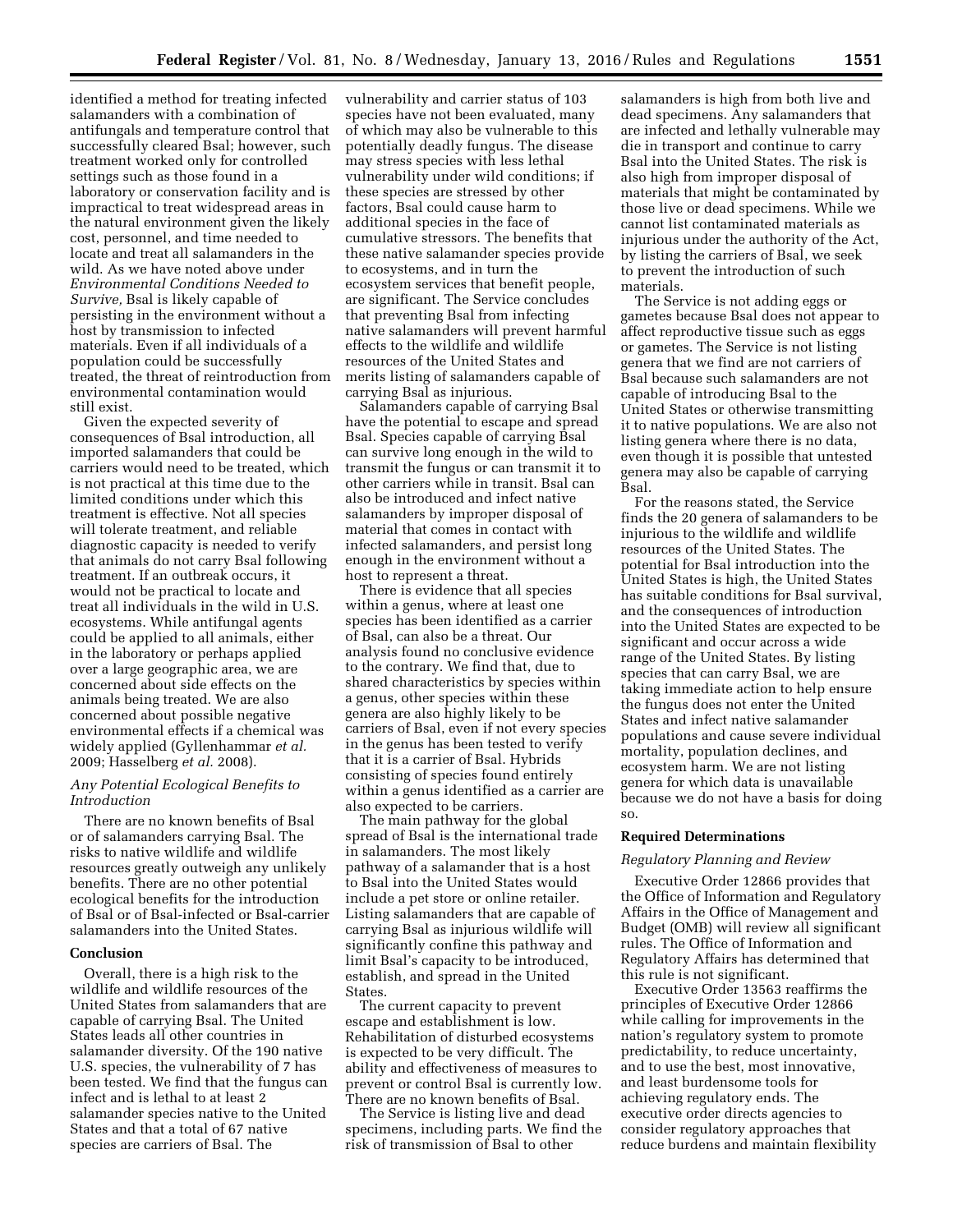identified a method for treating infected salamanders with a combination of antifungals and temperature control that successfully cleared Bsal; however, such treatment worked only for controlled settings such as those found in a laboratory or conservation facility and is impractical to treat widespread areas in the natural environment given the likely cost, personnel, and time needed to locate and treat all salamanders in the wild. As we have noted above under *Environmental Conditions Needed to Survive,* Bsal is likely capable of persisting in the environment without a host by transmission to infected materials. Even if all individuals of a population could be successfully treated, the threat of reintroduction from environmental contamination would still exist.

Given the expected severity of consequences of Bsal introduction, all imported salamanders that could be carriers would need to be treated, which is not practical at this time due to the limited conditions under which this treatment is effective. Not all species will tolerate treatment, and reliable diagnostic capacity is needed to verify that animals do not carry Bsal following treatment. If an outbreak occurs, it would not be practical to locate and treat all individuals in the wild in U.S. ecosystems. While antifungal agents could be applied to all animals, either in the laboratory or perhaps applied over a large geographic area, we are concerned about side effects on the animals being treated. We are also concerned about possible negative environmental effects if a chemical was widely applied (Gyllenhammar *et al.* 2009; Hasselberg *et al.* 2008).

### *Any Potential Ecological Benefits to Introduction*

There are no known benefits of Bsal or of salamanders carrying Bsal. The risks to native wildlife and wildlife resources greatly outweigh any unlikely benefits. There are no other potential ecological benefits for the introduction of Bsal or of Bsal-infected or Bsal-carrier salamanders into the United States.

## Conclusion

Overall, there is a high risk to the wildlife and wildlife resources of the United States from salamanders that are capable of carrying Bsal. The United States leads all other countries in salamander diversity. Of the 190 native U.S. species, the vulnerability of 7 has been tested. We find that the fungus can infect and is lethal to at least 2 salamander species native to the United States and that a total of 67 native species are carriers of Bsal. The vulnerability and carrier status of 103 species have not been evaluated, many of which may also be vulnerable to this potentially deadly fungus. The disease may stress species with less lethal vulnerability under wild conditions; if these species are stressed by other factors, Bsal could cause harm to additional species in the face of cumulative stressors. The benefits that these native salamander species provide to ecosystems, and in turn the ecosystem services that benefit people, are significant. The Service concludes that preventing Bsal from infecting native salamanders will prevent harmful effects to the wildlife and wildlife resources of the United States and merits listing of salamanders capable of carrying Bsal as injurious.

Salamanders capable of carrying Bsal have the potential to escape and spread Bsal. Species capable of carrying Bsal can survive long enough in the wild to transmit the fungus or can transmit it to other carriers while in transit. Bsal can also be introduced and infect native salamanders by improper disposal of material that comes in contact with infected salamanders, and persist long enough in the environment without a host to represent a threat.

There is evidence that all species within a genus, where at least one species has been identified as a carrier of Bsal, can also be a threat. Our analysis found no conclusive evidence to the contrary. We find that, due to shared characteristics by species within a genus, other species within these genera are also highly likely to be carriers of Bsal, even if not every species in the genus has been tested to verify that it is a carrier of Bsal. Hybrids consisting of species found entirely within a genus identified as a carrier are also expected to be carriers.

The main pathway for the global spread of Bsal is the international trade in salamanders. The most likely pathway of a salamander that is a host to Bsal into the United States would include a pet store or online retailer. Listing salamanders that are capable of carrying Bsal as injurious wildlife will significantly confine this pathway and limit Bsal's capacity to be introduced, establish, and spread in the United States.

The current capacity to prevent escape and establishment is low. Rehabilitation of disturbed ecosystems is expected to be very difficult. The ability and effectiveness of measures to prevent or control Bsal is currently low. There are no known benefits of Bsal.

The Service is listing live and dead specimens, including parts. We find the risk of transmission of Bsal to other salamanders is high from both live and dead specimens. Any salamanders that are infected and lethally vulnerable may die in transport and continue to carry Bsal into the United States. The risk is also high from improper disposal of materials that might be contaminated by those live or dead specimens. While we cannot list contaminated materials as injurious under the authority of the Act, by listing the carriers of Bsal, we seek to prevent the introduction of such materials.

The Service is not adding eggs or gametes because Bsal does not appear to affect reproductive tissue such as eggs or gametes. The Service is not listing genera that we find are not carriers of Bsal because such salamanders are not capable of introducing Bsal to the United States or otherwise transmitting it to native populations. We are also not listing genera where there is no data, even though it is possible that untested genera may also be capable of carrying Bsal.

For the reasons stated, the Service finds the 20 genera of salamanders to be injurious to the wildlife and wildlife resources of the United States. The potential for Bsal introduction into the United States is high, the United States has suitable conditions for Bsal survival, and the consequences of introduction into the United States are expected to be significant and occur across a wide range of the United States. By listing species that can carry Bsal, we are taking immediate action to help ensure the fungus does not enter the United States and infect native salamander populations and cause severe individual mortality, population declines, and ecosystem harm. We are not listing genera for which data is unavailable because we do not have a basis for doing so.

## Required Determinations

### *Regulatory Planning and Review*

Executive Order 12866 provides that the Office of Information and Regulatory Affairs in the Office of Management and Budget (OMB) will review all significant rules. The Office of Information and Regulatory Affairs has determined that this rule is not significant.

Executive Order 13563 reaffirms the principles of Executive Order 12866 while calling for improvements in the nation's regulatory system to promote predictability, to reduce uncertainty, and to use the best, most innovative, and least burdensome tools for achieving regulatory ends. The executive order directs agencies to consider regulatory approaches that reduce burdens and maintain flexibility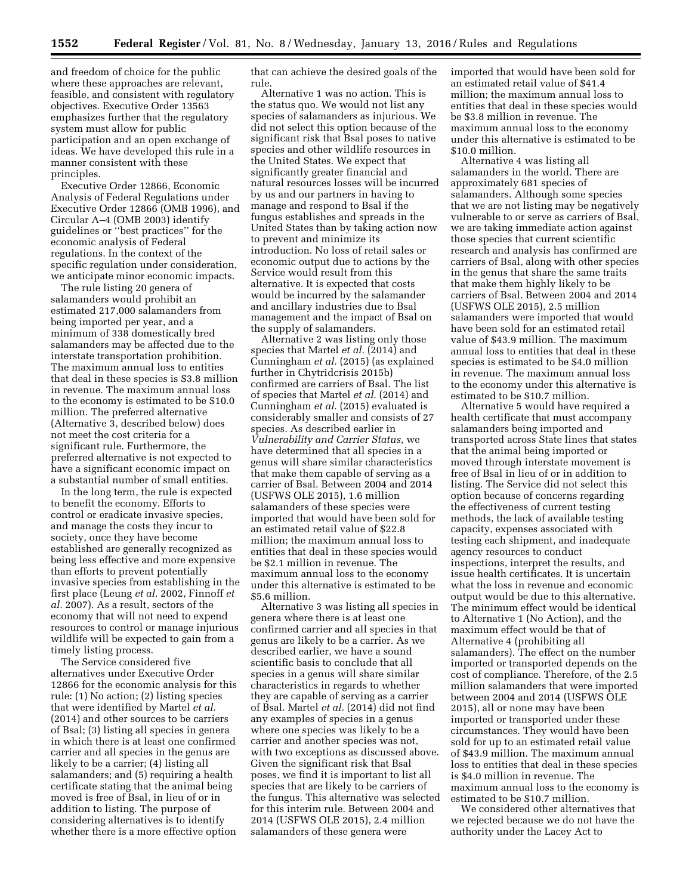and freedom of choice for the public where these approaches are relevant, feasible, and consistent with regulatory objectives. Executive Order 13563 emphasizes further that the regulatory system must allow for public participation and an open exchange of ideas. We have developed this rule in a manner consistent with these principles.

Executive Order 12866, Economic Analysis of Federal Regulations under Executive Order 12866 (OMB 1996), and Circular A–4 (OMB 2003) identify guidelines or ''best practices'' for the economic analysis of Federal regulations. In the context of the specific regulation under consideration, we anticipate minor economic impacts.

The rule listing 20 genera of salamanders would prohibit an estimated 217,000 salamanders from being imported per year, and a minimum of 338 domestically bred salamanders may be affected due to the interstate transportation prohibition. The maximum annual loss to entities that deal in these species is $3.8 million in revenue. The maximum annual loss to the economy is estimated to be $10.0 million. The preferred alternative (Alternative 3, described below) does not meet the cost criteria for a significant rule. Furthermore, the preferred alternative is not expected to have a significant economic impact on a substantial number of small entities.

In the long term, the rule is expected to benefit the economy. Efforts to control or eradicate invasive species, and manage the costs they incur to society, once they have become established are generally recognized as being less effective and more expensive than efforts to prevent potentially invasive species from establishing in the first place (Leung *et al.* 2002, Finnoff *et al.* 2007). As a result, sectors of the economy that will not need to expend resources to control or manage injurious wildlife will be expected to gain from a timely listing process.

The Service considered five alternatives under Executive Order 12866 for the economic analysis for this rule: (1) No action; (2) listing species that were identified by Martel *et al.* (2014) and other sources to be carriers of Bsal; (3) listing all species in genera in which there is at least one confirmed carrier and all species in the genus are likely to be a carrier; (4) listing all salamanders; and (5) requiring a health certificate stating that the animal being moved is free of Bsal, in lieu of or in addition to listing. The purpose of considering alternatives is to identify whether there is a more effective option that can achieve the desired goals of the rule.

Alternative 1 was no action. This is the status quo. We would not list any species of salamanders as injurious. We did not select this option because of the significant risk that Bsal poses to native species and other wildlife resources in the United States. We expect that significantly greater financial and natural resources losses will be incurred by us and our partners in having to manage and respond to Bsal if the fungus establishes and spreads in the United States than by taking action now to prevent and minimize its introduction. No loss of retail sales or economic output due to actions by the Service would result from this alternative. It is expected that costs would be incurred by the salamander and ancillary industries due to Bsal management and the impact of Bsal on the supply of salamanders.

Alternative 2 was listing only those species that Martel *et al.* (2014) and Cunningham *et al.* (2015) (as explained further in Chytridcrisis 2015b) confirmed are carriers of Bsal. The list of species that Martel *et al.* (2014) and Cunningham *et al.* (2015) evaluated is considerably smaller and consists of 27 species. As described earlier in *Vulnerability and Carrier Status,* we have determined that all species in a genus will share similar characteristics that make them capable of serving as a carrier of Bsal. Between 2004 and 2014 (USFWS OLE 2015), 1.6 million salamanders of these species were imported that would have been sold for an estimated retail value of $22.8 million; the maximum annual loss to entities that deal in these species would be $2.1 million in revenue. The maximum annual loss to the economy under this alternative is estimated to be $5.6 million.

Alternative 3 was listing all species in genera where there is at least one confirmed carrier and all species in that genus are likely to be a carrier. As we described earlier, we have a sound scientific basis to conclude that all species in a genus will share similar characteristics in regards to whether they are capable of serving as a carrier of Bsal. Martel *et al.* (2014) did not find any examples of species in a genus where one species was likely to be a carrier and another species was not, with two exceptions as discussed above. Given the significant risk that Bsal poses, we find it is important to list all species that are likely to be carriers of the fungus. This alternative was selected for this interim rule. Between 2004 and 2014 (USFWS OLE 2015), 2.4 million salamanders of these genera were imported that would have been sold for an estimated retail value of $41.4 million; the maximum annual loss to entities that deal in these species would be $3.8 million in revenue. The maximum annual loss to the economy under this alternative is estimated to be $10.0 million.

Alternative 4 was listing all salamanders in the world. There are approximately 681 species of salamanders. Although some species that we are not listing may be negatively vulnerable to or serve as carriers of Bsal, we are taking immediate action against those species that current scientific research and analysis has confirmed are carriers of Bsal, along with other species in the genus that share the same traits that make them highly likely to be carriers of Bsal. Between 2004 and 2014 (USFWS OLE 2015), 2.5 million salamanders were imported that would have been sold for an estimated retail value of $43.9 million. The maximum annual loss to entities that deal in these species is estimated to be $4.0 million in revenue. The maximum annual loss to the economy under this alternative is estimated to be $10.7 million.

Alternative 5 would have required a health certificate that must accompany salamanders being imported and transported across State lines that states that the animal being imported or moved through interstate movement is free of Bsal in lieu of or in addition to listing. The Service did not select this option because of concerns regarding the effectiveness of current testing methods, the lack of available testing capacity, expenses associated with testing each shipment, and inadequate agency resources to conduct inspections, interpret the results, and issue health certificates. It is uncertain what the loss in revenue and economic output would be due to this alternative. The minimum effect would be identical to Alternative 1 (No Action), and the maximum effect would be that of Alternative 4 (prohibiting all salamanders). The effect on the number imported or transported depends on the cost of compliance. Therefore, of the 2.5 million salamanders that were imported between 2004 and 2014 (USFWS OLE 2015), all or none may have been imported or transported under these circumstances. They would have been sold for up to an estimated retail value of $43.9 million. The maximum annual loss to entities that deal in these species is $4.0 million in revenue. The maximum annual loss to the economy is estimated to be $10.7 million.

We considered other alternatives that we rejected because we do not have the authority under the Lacey Act to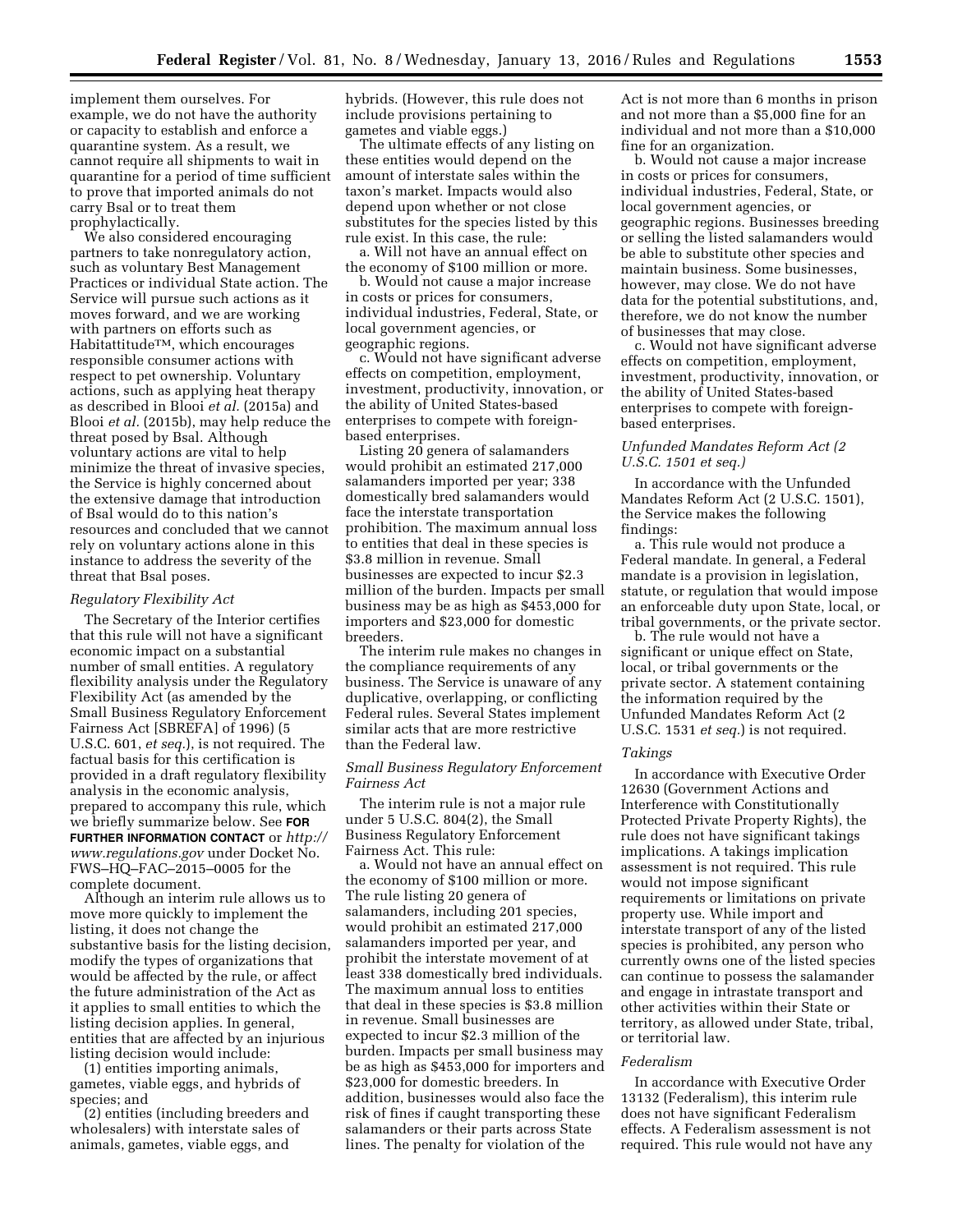implement them ourselves. For example, we do not have the authority or capacity to establish and enforce a quarantine system. As a result, we cannot require all shipments to wait in quarantine for a period of time sufficient to prove that imported animals do not carry Bsal or to treat them prophylactically.

We also considered encouraging partners to take nonregulatory action, such as voluntary Best Management Practices or individual State action. The Service will pursue such actions as it moves forward, and we are working with partners on efforts such as Habitattitude™, which encourages responsible consumer actions with respect to pet ownership. Voluntary actions, such as applying heat therapy as described in Blooi *et al.* (2015a) and Blooi *et al.* (2015b), may help reduce the threat posed by Bsal. Although voluntary actions are vital to help minimize the threat of invasive species, the Service is highly concerned about the extensive damage that introduction of Bsal would do to this nation's resources and concluded that we cannot rely on voluntary actions alone in this instance to address the severity of the threat that Bsal poses.

### *Regulatory Flexibility Act*

The Secretary of the Interior certifies that this rule will not have a significant economic impact on a substantial number of small entities. A regulatory flexibility analysis under the Regulatory Flexibility Act (as amended by the Small Business Regulatory Enforcement Fairness Act [SBREFA] of 1996) (5 U.S.C. 601, *et seq.*), is not required. The factual basis for this certification is provided in a draft regulatory flexibility analysis in the economic analysis, prepared to accompany this rule, which we briefly summarize below. See **FOR FURTHER INFORMATION CONTACT** or *http://www.regulations.gov* under Docket No. FWS–HQ–FAC–2015–0005 for the complete document.

Although an interim rule allows us to move more quickly to implement the listing, it does not change the substantive basis for the listing decision, modify the types of organizations that would be affected by the rule, or affect the future administration of the Act as it applies to small entities to which the listing decision applies. In general, entities that are affected by an injurious listing decision would include:

(1) entities importing animals, gametes, viable eggs, and hybrids of species; and

(2) entities (including breeders and wholesalers) with interstate sales of animals, gametes, viable eggs, and hybrids. (However, this rule does not include provisions pertaining to gametes and viable eggs.)

The ultimate effects of any listing on these entities would depend on the amount of interstate sales within the taxon's market. Impacts would also depend upon whether or not close substitutes for the species listed by this rule exist. In this case, the rule:

a. Will not have an annual effect on the economy of $100 million or more.

b. Would not cause a major increase in costs or prices for consumers, individual industries, Federal, State, or local government agencies, or geographic regions.

c. Would not have significant adverse effects on competition, employment, investment, productivity, innovation, or the ability of United States-based enterprises to compete with foreign-based enterprises.

Listing 20 genera of salamanders would prohibit an estimated 217,000 salamanders imported per year; 338 domestically bred salamanders would face the interstate transportation prohibition. The maximum annual loss to entities that deal in these species is $3.8 million in revenue. Small businesses are expected to incur $2.3 million of the burden. Impacts per small business may be as high as $453,000 for importers and $23,000 for domestic breeders.

The interim rule makes no changes in the compliance requirements of any business. The Service is unaware of any duplicative, overlapping, or conflicting Federal rules. Several States implement similar acts that are more restrictive than the Federal law.

### *Small Business Regulatory Enforcement Fairness Act*

The interim rule is not a major rule under 5 U.S.C. 804(2), the Small Business Regulatory Enforcement Fairness Act. This rule:

a. Would not have an annual effect on the economy of $100 million or more. The rule listing 20 genera of salamanders, including 201 species, would prohibit an estimated 217,000 salamanders imported per year, and prohibit the interstate movement of at least 338 domestically bred individuals. The maximum annual loss to entities that deal in these species is $3.8 million in revenue. Small businesses are expected to incur $2.3 million of the burden. Impacts per small business may be as high as $453,000 for importers and $23,000 for domestic breeders. In addition, businesses would also face the risk of fines if caught transporting these salamanders or their parts across State lines. The penalty for violation of the Act is not more than 6 months in prison and not more than a $5,000 fine for an individual and not more than a $10,000 fine for an organization.

b. Would not cause a major increase in costs or prices for consumers, individual industries, Federal, State, or local government agencies, or geographic regions. Businesses breeding or selling the listed salamanders would be able to substitute other species and maintain business. Some businesses, however, may close. We do not have data for the potential substitutions, and, therefore, we do not know the number of businesses that may close.

c. Would not have significant adverse effects on competition, employment, investment, productivity, innovation, or the ability of United States-based enterprises to compete with foreign-based enterprises.

### *Unfunded Mandates Reform Act (2 U.S.C. 1501 et seq.)*

In accordance with the Unfunded Mandates Reform Act (2 U.S.C. 1501), the Service makes the following findings:

a. This rule would not produce a Federal mandate. In general, a Federal mandate is a provision in legislation, statute, or regulation that would impose an enforceable duty upon State, local, or tribal governments, or the private sector.

b. The rule would not have a significant or unique effect on State, local, or tribal governments or the private sector. A statement containing the information required by the Unfunded Mandates Reform Act (2 U.S.C. 1531 *et seq.*) is not required.

### *Takings*

In accordance with Executive Order 12630 (Government Actions and Interference with Constitutionally Protected Private Property Rights), the rule does not have significant takings implications. A takings implication assessment is not required. This rule would not impose significant requirements or limitations on private property use. While import and interstate transport of any of the listed species is prohibited, any person who currently owns one of the listed species can continue to possess the salamander and engage in intrastate transport and other activities within their State or territory, as allowed under State, tribal, or territorial law.

### *Federalism*

In accordance with Executive Order 13132 (Federalism), this interim rule does not have significant Federalism effects. A Federalism assessment is not required. This rule would not have any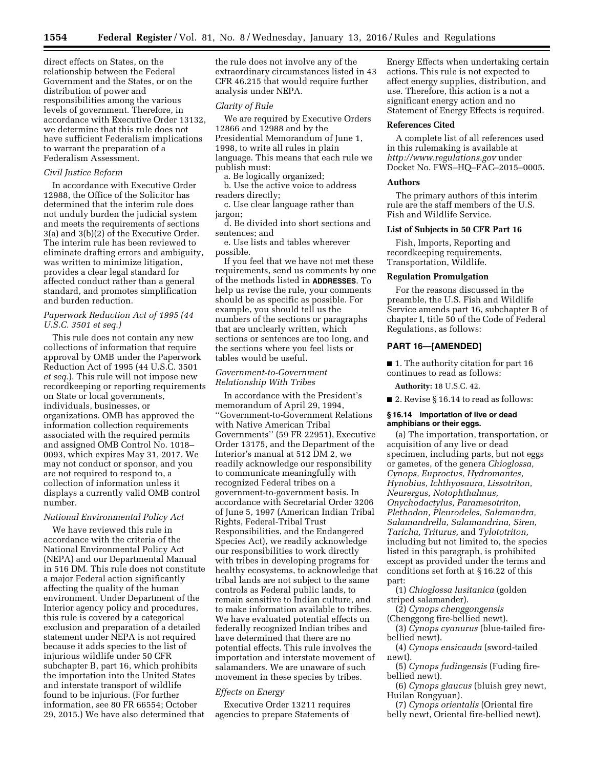direct effects on States, on the relationship between the Federal Government and the States, or on the distribution of power and responsibilities among the various levels of government. Therefore, in accordance with Executive Order 13132, we determine that this rule does not have sufficient Federalism implications to warrant the preparation of a Federalism Assessment.

*Civil Justice Reform*

In accordance with Executive Order 12988, the Office of the Solicitor has determined that the interim rule does not unduly burden the judicial system and meets the requirements of sections 3(a) and 3(b)(2) of the Executive Order. The interim rule has been reviewed to eliminate drafting errors and ambiguity, was written to minimize litigation, provides a clear legal standard for affected conduct rather than a general standard, and promotes simplification and burden reduction.

*Paperwork Reduction Act of 1995 (44 U.S.C. 3501 et seq.)*

This rule does not contain any new collections of information that require approval by OMB under the Paperwork Reduction Act of 1995 (44 U.S.C. 3501 *et seq.*). This rule will not impose new recordkeeping or reporting requirements on State or local governments, individuals, businesses, or organizations. OMB has approved the information collection requirements associated with the required permits and assigned OMB Control No. 1018–0093, which expires May 31, 2017. We may not conduct or sponsor, and you are not required to respond to, a collection of information unless it displays a currently valid OMB control number.

*National Environmental Policy Act*

We have reviewed this rule in accordance with the criteria of the National Environmental Policy Act (NEPA) and our Departmental Manual in 516 DM. This rule does not constitute a major Federal action significantly affecting the quality of the human environment. Under Department of the Interior agency policy and procedures, this rule is covered by a categorical exclusion and preparation of a detailed statement under NEPA is not required because it adds species to the list of injurious wildlife under 50 CFR subchapter B, part 16, which prohibits the importation into the United States and interstate transport of wildlife found to be injurious. (For further information, see 80 FR 66554; October 29, 2015.) We have also determined that the rule does not involve any of the extraordinary circumstances listed in 43 CFR 46.215 that would require further analysis under NEPA.

*Clarity of Rule*

We are required by Executive Orders 12866 and 12988 and by the Presidential Memorandum of June 1, 1998, to write all rules in plain language. This means that each rule we publish must:

a. Be logically organized;

b. Use the active voice to address readers directly;

c. Use clear language rather than jargon;

d. Be divided into short sections and sentences; and

e. Use lists and tables wherever possible.

If you feel that we have not met these requirements, send us comments by one of the methods listed in **ADDRESSES**. To help us revise the rule, your comments should be as specific as possible. For example, you should tell us the numbers of the sections or paragraphs that are unclearly written, which sections or sentences are too long, and the sections where you feel lists or tables would be useful.

*Government-to-Government Relationship With Tribes*

In accordance with the President's memorandum of April 29, 1994, ''Government-to-Government Relations with Native American Tribal Governments'' (59 FR 22951), Executive Order 13175, and the Department of the Interior's manual at 512 DM 2, we readily acknowledge our responsibility to communicate meaningfully with recognized Federal tribes on a government-to-government basis. In accordance with Secretarial Order 3206 of June 5, 1997 (American Indian Tribal Rights, Federal-Tribal Trust Responsibilities, and the Endangered Species Act), we readily acknowledge our responsibilities to work directly with tribes in developing programs for healthy ecosystems, to acknowledge that tribal lands are not subject to the same controls as Federal public lands, to remain sensitive to Indian culture, and to make information available to tribes. We have evaluated potential effects on federally recognized Indian tribes and have determined that there are no potential effects. This rule involves the importation and interstate movement of salamanders. We are unaware of such movement in these species by tribes.

*Effects on Energy*

Executive Order 13211 requires agencies to prepare Statements of Energy Effects when undertaking certain actions. This rule is not expected to affect energy supplies, distribution, and use. Therefore, this action is a not a significant energy action and no Statement of Energy Effects is required.

**References Cited**

A complete list of all references used in this rulemaking is available at *http://www.regulations.gov* under Docket No. FWS–HQ–FAC–2015–0005.

**Authors**

The primary authors of this interim rule are the staff members of the U.S. Fish and Wildlife Service.

**List of Subjects in 50 CFR Part 16**

Fish, Imports, Reporting and recordkeeping requirements, Transportation, Wildlife.

**Regulation Promulgation**

For the reasons discussed in the preamble, the U.S. Fish and Wildlife Service amends part 16, subchapter B of chapter I, title 50 of the Code of Federal Regulations, as follows:

**PART 16—[AMENDED]**

■ 1. The authority citation for part 16 continues to read as follows:

**Authority:** 18 U.S.C. 42.

■ 2. Revise § 16.14 to read as follows:

**§ 16.14 Importation of live or dead amphibians or their eggs.**

(a) The importation, transportation, or acquisition of any live or dead specimen, including parts, but not eggs or gametes, of the genera *Chioglossa, Cynops, Euproctus, Hydromantes, Hynobius, Ichthyosaura, Lissotriton, Neurergus, Notophthalmus, Onychodactylus, Paramesotriton, Plethodon, Pleurodeles, Salamandra, Salamandrella, Salamandrina, Siren, Taricha, Triturus,* and *Tylototriton,* including but not limited to, the species listed in this paragraph, is prohibited except as provided under the terms and conditions set forth at § 16.22 of this part:

(1) *Chioglossa lusitanica* (golden striped salamander).

(2) *Cynops chenggongensis* (Chenggong fire-bellied newt).

(3) *Cynops cyanurus* (blue-tailed fire-bellied newt).

(4) *Cynops ensicauda* (sword-tailed newt).

(5) *Cynops fudingensis* (Fuding fire-bellied newt).

(6) *Cynops glaucus* (bluish grey newt, Huilan Rongyuan).

(7) *Cynops orientalis* (Oriental fire belly newt, Oriental fire-bellied newt).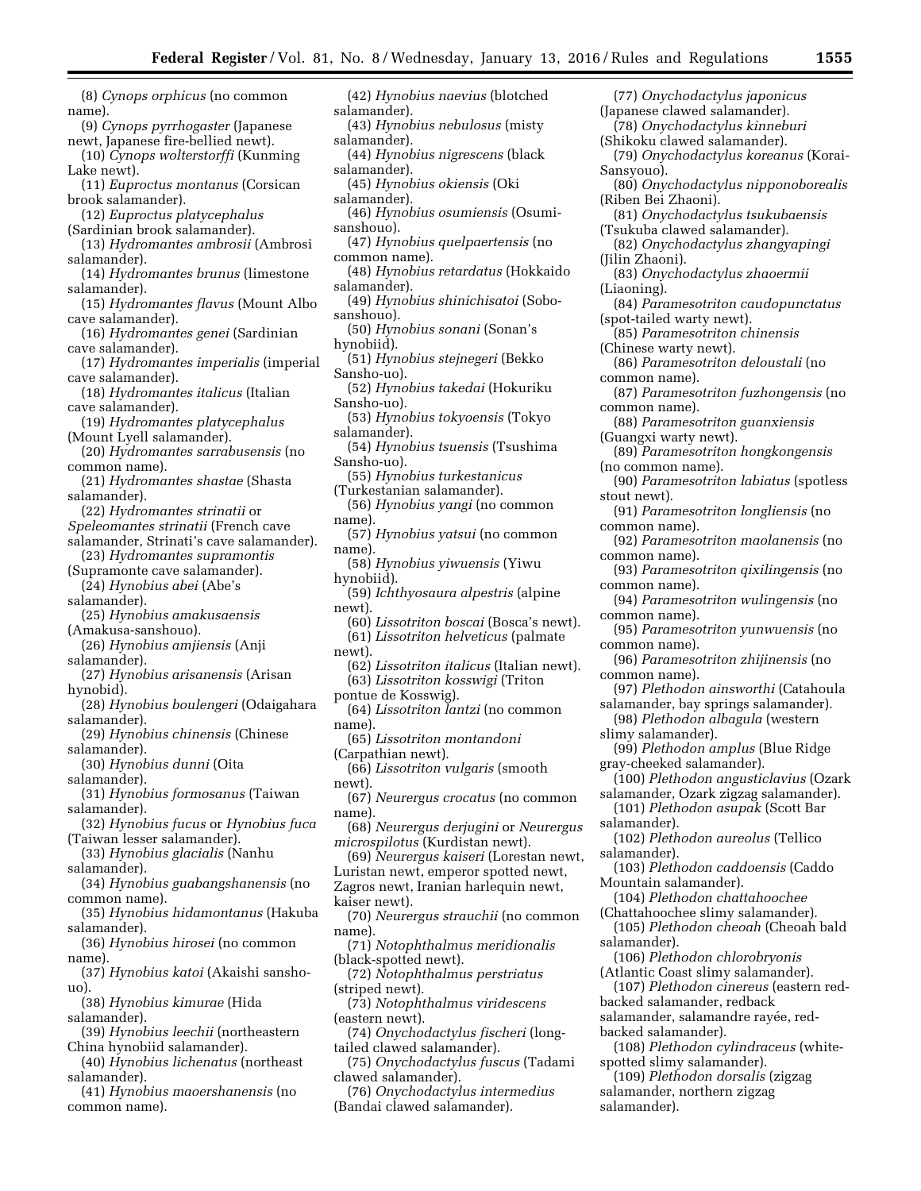(8) *Cynops orphicus* (no common name).

(9) *Cynops pyrrhogaster* (Japanese newt, Japanese fire-bellied newt).

(10) *Cynops wolterstorffi* (Kunming Lake newt).

(11) *Euproctus montanus* (Corsican brook salamander).

(12) *Euproctus platycephalus* (Sardinian brook salamander).

(13) *Hydromantes ambrosii* (Ambrosi salamander).

(14) *Hydromantes brunus* (limestone salamander).

(15) *Hydromantes flavus* (Mount Albo cave salamander).

(16) *Hydromantes genei* (Sardinian cave salamander).

(17) *Hydromantes imperialis* (imperial cave salamander).

(18) *Hydromantes italicus* (Italian cave salamander).

(19) *Hydromantes platycephalus* (Mount Lyell salamander).

(20) *Hydromantes sarrabusensis* (no common name).

(21) *Hydromantes shastae* (Shasta salamander).

(22) *Hydromantes strinatii* or *Speleomantes strinatii* (French cave salamander, Strinati's cave salamander).

(23) *Hydromantes supramontis* (Supramonte cave salamander).

(24) *Hynobius abei* (Abe's salamander).

(25) *Hynobius amakusaensis* (Amakusa-sanshouo).

(26) *Hynobius amjiensis* (Anji salamander).

(27) *Hynobius arisanensis* (Arisan hynobid).

(28) *Hynobius boulengeri* (Odaigahara salamander).

(29) *Hynobius chinensis* (Chinese salamander).

(30) *Hynobius dunni* (Oita salamander).

(31) *Hynobius formosanus* (Taiwan salamander).

(32) *Hynobius fucus* or *Hynobius fuca* (Taiwan lesser salamander).

(33) *Hynobius glacialis* (Nanhu salamander).

(34) *Hynobius guabangshanensis* (no common name).

(35) *Hynobius hidamontanus* (Hakuba salamander).

(36) *Hynobius hirosei* (no common name).

(37) *Hynobius katoi* (Akaishi sansho-uo).

(38) *Hynobius kimurae* (Hida salamander).

(39) *Hynobius leechii* (northeastern China hynobiid salamander).

(40) *Hynobius lichenatus* (northeast salamander).

(41) *Hynobius maoershanensis* (no common name).

(42) *Hynobius naevius* (blotched salamander).

(43) *Hynobius nebulosus* (misty salamander).

(44) *Hynobius nigrescens* (black salamander).

(45) *Hynobius okiensis* (Oki salamander).

(46) *Hynobius osumiensis* (Osumi-sanshouo).

(47) *Hynobius quelpaertensis* (no common name).

(48) *Hynobius retardatus* (Hokkaido salamander).

(49) *Hynobius shinichisatoi* (Sobo-sanshouo).

(50) *Hynobius sonani* (Sonan's hynobiid).

(51) *Hynobius stejnegeri* (Bekko Sansho-uo).

(52) *Hynobius takedai* (Hokuriku Sansho-uo).

(53) *Hynobius tokyoensis* (Tokyo salamander).

(54) *Hynobius tsuensis* (Tsushima Sansho-uo).

(55) *Hynobius turkestanicus* (Turkestanian salamander).

(56) *Hynobius yangi* (no common name).

(57) *Hynobius yatsui* (no common name).

(58) *Hynobius yiwuensis* (Yiwu hynobiid).

(59) *Ichthyosaura alpestris* (alpine newt).

(60) *Lissotriton boscai* (Bosca's newt).

(61) *Lissotriton helveticus* (palmate newt).

(62) *Lissotriton italicus* (Italian newt).

(63) *Lissotriton kosswigi* (Triton pontue de Kosswig).

(64) *Lissotriton lantzi* (no common name).

(65) *Lissotriton montandoni* (Carpathian newt).

(66) *Lissotriton vulgaris* (smooth newt).

(67) *Neurergus crocatus* (no common name).

(68) *Neurergus derjugini* or *Neurergus microspilotus* (Kurdistan newt).

(69) *Neurergus kaiseri* (Lorestan newt, Luristan newt, emperor spotted newt, Zagros newt, Iranian harlequin newt, kaiser newt).

(70) *Neurergus strauchii* (no common name).

(71) *Notophthalmus meridionalis* (black-spotted newt).

(72) *Notophthalmus perstriatus* (striped newt).

(73) *Notophthalmus viridescens* (eastern newt).

(74) *Onychodactylus fischeri* (long-tailed clawed salamander).

(75) *Onychodactylus fuscus* (Tadami clawed salamander).

(76) *Onychodactylus intermedius* (Bandai clawed salamander).

(77) *Onychodactylus japonicus* (Japanese clawed salamander).

(78) *Onychodactylus kinneburi* (Shikoku clawed salamander).

(79) *Onychodactylus koreanus* (Korai-Sansyouo).

(80) *Onychodactylus nipponoborealis* (Riben Bei Zhaoni).

(81) *Onychodactylus tsukubaensis* (Tsukuba clawed salamander).

(82) *Onychodactylus zhangyapingi* (Jilin Zhaoni).

(83) *Onychodactylus zhaoermii* (Liaoning).

(84) *Paramesotriton caudopunctatus* (spot-tailed warty newt).

(85) *Paramesotriton chinensis* (Chinese warty newt).

(86) *Paramesotriton deloustali* (no common name).

(87) *Paramesotriton fuzhongensis* (no common name).

(88) *Paramesotriton guanxiensis* (Guangxi warty newt).

(89) *Paramesotriton hongkongensis* (no common name).

(90) *Paramesotriton labiatus* (spotless stout newt).

(91) *Paramesotriton longliensis* (no common name).

(92) *Paramesotriton maolanensis* (no common name).

(93) *Paramesotriton qixilingensis* (no common name).

(94) *Paramesotriton wulingensis* (no common name).

(95) *Paramesotriton yunwuensis* (no common name).

(96) *Paramesotriton zhijinensis* (no common name).

(97) *Plethodon ainsworthi* (Catahoula salamander, bay springs salamander).

(98) *Plethodon albagula* (western slimy salamander).

(99) *Plethodon amplus* (Blue Ridge gray-cheeked salamander).

(100) *Plethodon angusticlavius* (Ozark salamander, Ozark zigzag salamander).

(101) *Plethodon asupak* (Scott Bar salamander).

(102) *Plethodon aureolus* (Tellico salamander).

(103) *Plethodon caddoensis* (Caddo Mountain salamander).

(104) *Plethodon chattahoochee* (Chattahoochee slimy salamander).

(105) *Plethodon cheoah* (Cheoah bald salamander).

(106) *Plethodon chlorobryonis* (Atlantic Coast slimy salamander).

(107) *Plethodon cinereus* (eastern red-backed salamander, redback salamander, salamandre rayée, red-backed salamander).

(108) *Plethodon cylindraceus* (white-spotted slimy salamander).

(109) *Plethodon dorsalis* (zigzag salamander, northern zigzag salamander).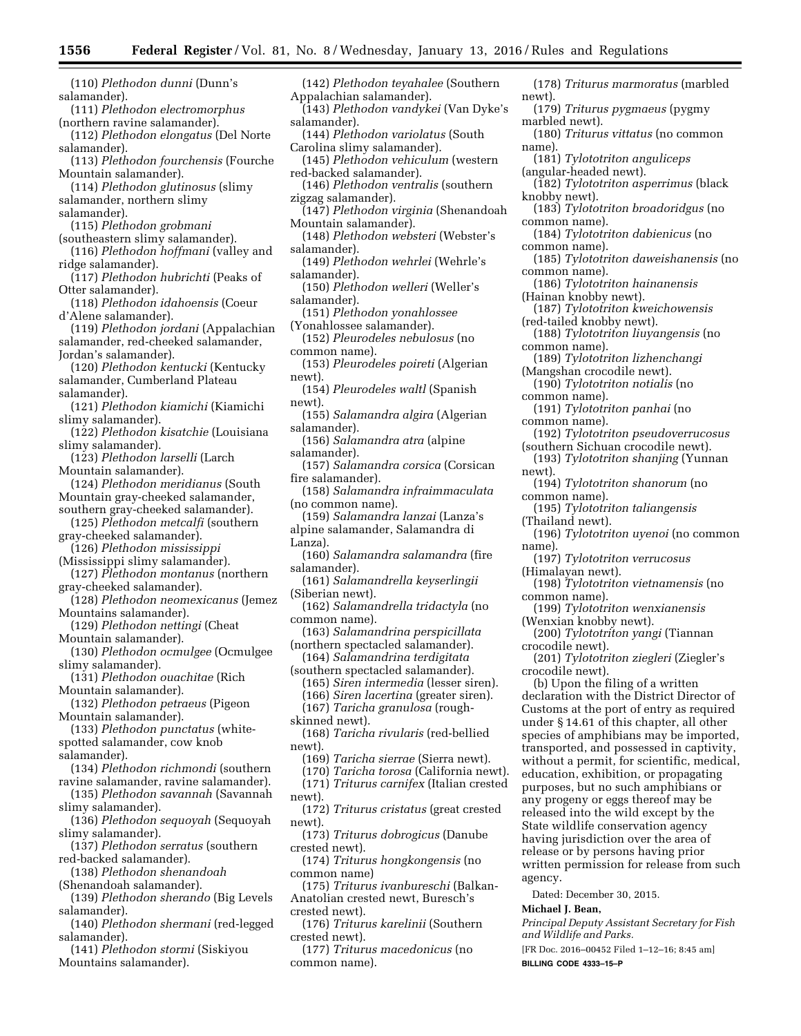(110) *Plethodon dunni* (Dunn's salamander).

(111) *Plethodon electromorphus* (northern ravine salamander).

(112) *Plethodon elongatus* (Del Norte salamander).

(113) *Plethodon fourchensis* (Fourche Mountain salamander).

(114) *Plethodon glutinosus* (slimy salamander, northern slimy salamander).

(115) *Plethodon grobmani* (southeastern slimy salamander).

(116) *Plethodon hoffmani* (valley and ridge salamander).

(117) *Plethodon hubrichti* (Peaks of Otter salamander).

(118) *Plethodon idahoensis* (Coeur d'Alene salamander).

(119) *Plethodon jordani* (Appalachian salamander, red-cheeked salamander, Jordan's salamander).

(120) *Plethodon kentucki* (Kentucky salamander, Cumberland Plateau salamander).

(121) *Plethodon kiamichi* (Kiamichi slimy salamander).

(122) *Plethodon kisatchie* (Louisiana slimy salamander).

(123) *Plethodon larselli* (Larch Mountain salamander).

(124) *Plethodon meridianus* (South Mountain gray-cheeked salamander, southern gray-cheeked salamander).

(125) *Plethodon metcalfi* (southern gray-cheeked salamander).

(126) *Plethodon mississippi* (Mississippi slimy salamander).

(127) *Plethodon montanus* (northern gray-cheeked salamander).

(128) *Plethodon neomexicanus* (Jemez Mountains salamander).

(129) *Plethodon nettingi* (Cheat Mountain salamander).

(130) *Plethodon ocmulgee* (Ocmulgee slimy salamander).

(131) *Plethodon ouachitae* (Rich Mountain salamander).

(132) *Plethodon petraeus* (Pigeon Mountain salamander).

(133) *Plethodon punctatus* (white-spotted salamander, cow knob salamander).

(134) *Plethodon richmondi* (southern ravine salamander, ravine salamander).

(135) *Plethodon savannah* (Savannah slimy salamander).

(136) *Plethodon sequoyah* (Sequoyah slimy salamander).

(137) *Plethodon serratus* (southern red-backed salamander).

(138) *Plethodon shenandoah* (Shenandoah salamander).

(139) *Plethodon sherando* (Big Levels salamander).

(140) *Plethodon shermani* (red-legged salamander).

(141) *Plethodon stormi* (Siskiyou Mountains salamander).

(142) *Plethodon teyahalee* (Southern Appalachian salamander).

(143) *Plethodon vandykei* (Van Dyke's salamander).

(144) *Plethodon variolatus* (South Carolina slimy salamander).

(145) *Plethodon vehiculum* (western red-backed salamander).

(146) *Plethodon ventralis* (southern zigzag salamander).

(147) *Plethodon virginia* (Shenandoah Mountain salamander).

(148) *Plethodon websteri* (Webster's salamander).

(149) *Plethodon wehrlei* (Wehrle's salamander).

(150) *Plethodon welleri* (Weller's salamander).

(151) *Plethodon yonahlossee* (Yonahlossee salamander).

(152) *Pleurodeles nebulosus* (no common name).

(153) *Pleurodeles poireti* (Algerian newt).

(154) *Pleurodeles waltl* (Spanish newt).

(155) *Salamandra algira* (Algerian salamander).

(156) *Salamandra atra* (alpine salamander).

(157) *Salamandra corsica* (Corsican fire salamander).

(158) *Salamandra infraimmaculata* (no common name).

(159) *Salamandra lanzai* (Lanza's alpine salamander, Salamandra di Lanza).

(160) *Salamandra salamandra* (fire salamander).

(161) *Salamandrella keyserlingii* (Siberian newt).

(162) *Salamandrella tridactyla* (no common name).

(163) *Salamandrina perspicillata* (northern spectacled salamander).

(164) *Salamandrina terdigitata* (southern spectacled salamander).

(165) *Siren intermedia* (lesser siren).

(166) *Siren lacertina* (greater siren).

(167) *Taricha granulosa* (rough-skinned newt).

(168) *Taricha rivularis* (red-bellied newt).

(169) *Taricha sierrae* (Sierra newt).

(170) *Taricha torosa* (California newt).

(171) *Triturus carnifex* (Italian crested newt).

(172) *Triturus cristatus* (great crested newt).

(173) *Triturus dobrogicus* (Danube crested newt).

(174) *Triturus hongkongensis* (no common name)

(175) *Triturus ivanbureschi* (Balkan-Anatolian crested newt, Buresch's crested newt).

(176) *Triturus karelinii* (Southern crested newt).

(177) *Triturus macedonicus* (no common name).

(178) *Triturus marmoratus* (marbled newt).

(179) *Triturus pygmaeus* (pygmy marbled newt).

(180) *Triturus vittatus* (no common name).

(181) *Tylototriton anguliceps* (angular-headed newt).

(182) *Tylototriton asperrimus* (black knobby newt).

(183) *Tylototriton broadoridgus* (no common name).

(184) *Tylototriton dabienicus* (no common name).

(185) *Tylototriton daweishanensis* (no common name).

(186) *Tylototriton hainanensis* (Hainan knobby newt).

(187) *Tylototriton kweichowensis* (red-tailed knobby newt).

(188) *Tylototriton liuyangensis* (no common name).

(189) *Tylototriton lizhenchangi* (Mangshan crocodile newt).

(190) *Tylototriton notialis* (no common name).

(191) *Tylototriton panhai* (no common name).

(192) *Tylototriton pseudoverrucosus* (southern Sichuan crocodile newt).

(193) *Tylototriton shanjing* (Yunnan newt).

(194) *Tylototriton shanorum* (no common name).

(195) *Tylototriton taliangensis* (Thailand newt).

(196) *Tylototriton uyenoi* (no common name).

(197) *Tylototriton verrucosus* (Himalayan newt).

(198) *Tylototriton vietnamensis* (no common name).

(199) *Tylototriton wenxianensis* (Wenxian knobby newt).

(200) *Tylototriton yangi* (Tiannan crocodile newt).

(201) *Tylototriton ziegleri* (Ziegler's crocodile newt).

(b) Upon the filing of a written declaration with the District Director of Customs at the port of entry as required under § 14.61 of this chapter, all other species of amphibians may be imported, transported, and possessed in captivity, without a permit, for scientific, medical, education, exhibition, or propagating purposes, but no such amphibians or any progeny or eggs thereof may be released into the wild except by the State wildlife conservation agency having jurisdiction over the area of release or by persons having prior written permission for release from such agency.

Dated: December 30, 2015.

**Michael J. Bean,**

*Principal Deputy Assistant Secretary for Fish and Wildlife and Parks.*

[FR Doc. 2016–00452 Filed 1–12–16; 8:45 am]

**BILLING CODE 4333–15–P**